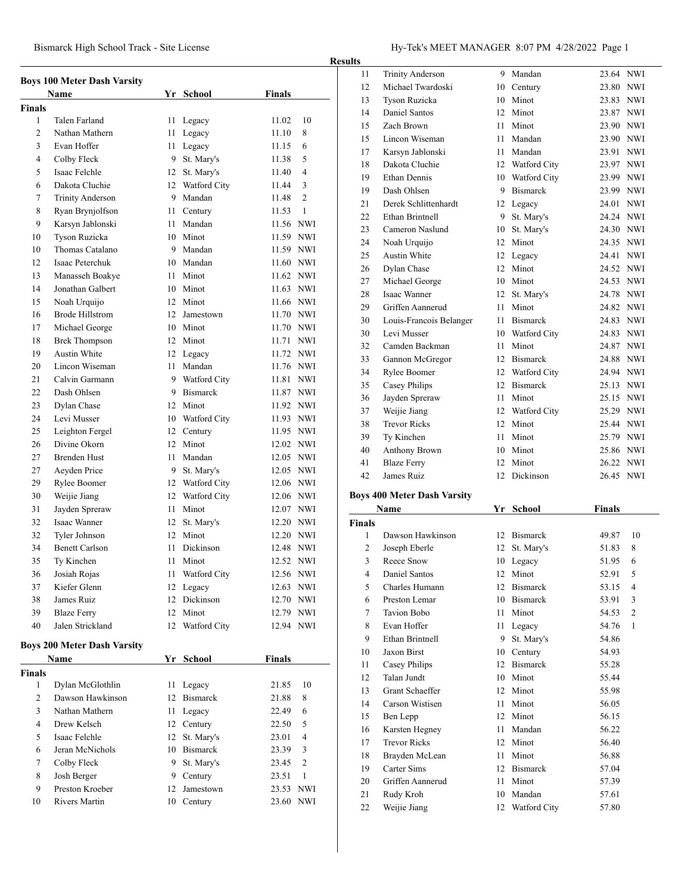## Results

### Boys 100 Meter Dash Varsity

| | Name | Yr | School | Finals | |
|---|---|---|---|---|---|
| **Finals** | | | | | |
| 1 | Talen Farland | 11 | Legacy | 11.02 | 10 |
| 2 | Nathan Mathern | 11 | Legacy | 11.10 | 8 |
| 3 | Evan Hoffer | 11 | Legacy | 11.15 | 6 |
| 4 | Colby Fleck | 9 | St. Mary's | 11.38 | 5 |
| 5 | Isaac Felchle | 12 | St. Mary's | 11.40 | 4 |
| 6 | Dakota Cluchie | 12 | Watford City | 11.44 | 3 |
| 7 | Trinity Anderson | 9 | Mandan | 11.48 | 2 |
| 8 | Ryan Brynjolfson | 11 | Century | 11.53 | 1 |
| 9 | Karsyn Jablonski | 11 | Mandan | 11.56 | NWI |
| 10 | Tyson Ruzicka | 10 | Minot | 11.59 | NWI |
| 10 | Thomas Catalano | 9 | Mandan | 11.59 | NWI |
| 12 | Isaac Peterchuk | 10 | Mandan | 11.60 | NWI |
| 13 | Manasseh Boakye | 11 | Minot | 11.62 | NWI |
| 14 | Jonathan Galbert | 10 | Minot | 11.63 | NWI |
| 15 | Noah Urquijo | 12 | Minot | 11.66 | NWI |
| 16 | Brode Hillstrom | 12 | Jamestown | 11.70 | NWI |
| 17 | Michael George | 10 | Minot | 11.70 | NWI |
| 18 | Brek Thompson | 12 | Minot | 11.71 | NWI |
| 19 | Austin White | 12 | Legacy | 11.72 | NWI |
| 20 | Lincon Wiseman | 11 | Mandan | 11.76 | NWI |
| 21 | Calvin Garmann | 9 | Watford City | 11.81 | NWI |
| 22 | Dash Ohlsen | 9 | Bismarck | 11.87 | NWI |
| 23 | Dylan Chase | 12 | Minot | 11.92 | NWI |
| 24 | Levi Musser | 10 | Watford City | 11.93 | NWI |
| 25 | Leighton Fergel | 12 | Century | 11.95 | NWI |
| 26 | Divine Okorn | 12 | Minot | 12.02 | NWI |
| 27 | Brenden Hust | 11 | Mandan | 12.05 | NWI |
| 27 | Aeyden Price | 9 | St. Mary's | 12.05 | NWI |
| 29 | Rylee Boomer | 12 | Watford City | 12.06 | NWI |
| 30 | Weijie Jiang | 12 | Watford City | 12.06 | NWI |
| 31 | Jayden Spreraw | 11 | Minot | 12.07 | NWI |
| 32 | Isaac Wanner | 12 | St. Mary's | 12.20 | NWI |
| 32 | Tyler Johnson | 12 | Minot | 12.20 | NWI |
| 34 | Benett Carlson | 11 | Dickinson | 12.48 | NWI |
| 35 | Ty Kinchen | 11 | Minot | 12.52 | NWI |
| 36 | Josiah Rojas | 11 | Watford City | 12.56 | NWI |
| 37 | Kiefer Glenn | 12 | Legacy | 12.63 | NWI |
| 38 | James Ruiz | 12 | Dickinson | 12.70 | NWI |
| 39 | Blaze Ferry | 12 | Minot | 12.79 | NWI |
| 40 | Jalen Strickland | 12 | Watford City | 12.94 | NWI |

### Boys 200 Meter Dash Varsity

| | Name | Yr | School | Finals | |
|---|---|---|---|---|---|
| **Finals** | | | | | |
| 1 | Dylan McGlothlin | 11 | Legacy | 21.85 | 10 |
| 2 | Dawson Hawkinson | 12 | Bismarck | 21.88 | 8 |
| 3 | Nathan Mathern | 11 | Legacy | 22.49 | 6 |
| 4 | Drew Kelsch | 12 | Century | 22.50 | 5 |
| 5 | Isaac Felchle | 12 | St. Mary's | 23.01 | 4 |
| 6 | Jeran McNichols | 10 | Bismarck | 23.39 | 3 |
| 7 | Colby Fleck | 9 | St. Mary's | 23.45 | 2 |
| 8 | Josh Berger | 9 | Century | 23.51 | 1 |
| 9 | Preston Kroeber | 12 | Jamestown | 23.53 | NWI |
| 10 | Rivers Martin | 10 | Century | 23.60 | NWI |
| 11 | Trinity Anderson | 9 | Mandan | 23.64 | NWI |
| 12 | Michael Twardoski | 10 | Century | 23.80 | NWI |
| 13 | Tyson Ruzicka | 10 | Minot | 23.83 | NWI |
| 14 | Daniel Santos | 12 | Minot | 23.87 | NWI |
| 15 | Zach Brown | 11 | Minot | 23.90 | NWI |
| 15 | Lincon Wiseman | 11 | Mandan | 23.90 | NWI |
| 17 | Karsyn Jablonski | 11 | Mandan | 23.91 | NWI |
| 18 | Dakota Cluchie | 12 | Watford City | 23.97 | NWI |
| 19 | Ethan Dennis | 10 | Watford City | 23.99 | NWI |
| 19 | Dash Ohlsen | 9 | Bismarck | 23.99 | NWI |
| 21 | Derek Schlittenhardt | 12 | Legacy | 24.01 | NWI |
| 22 | Ethan Brintnell | 9 | St. Mary's | 24.24 | NWI |
| 23 | Cameron Naslund | 10 | St. Mary's | 24.30 | NWI |
| 24 | Noah Urquijo | 12 | Minot | 24.35 | NWI |
| 25 | Austin White | 12 | Legacy | 24.41 | NWI |
| 26 | Dylan Chase | 12 | Minot | 24.52 | NWI |
| 27 | Michael George | 10 | Minot | 24.53 | NWI |
| 28 | Isaac Wanner | 12 | St. Mary's | 24.78 | NWI |
| 29 | Griffen Aannerud | 11 | Minot | 24.82 | NWI |
| 30 | Louis-Francois Belanger | 11 | Bismarck | 24.83 | NWI |
| 30 | Levi Musser | 10 | Watford City | 24.83 | NWI |
| 32 | Camden Backman | 11 | Minot | 24.87 | NWI |
| 33 | Gannon McGregor | 12 | Bismarck | 24.88 | NWI |
| 34 | Rylee Boomer | 12 | Watford City | 24.94 | NWI |
| 35 | Casey Philips | 12 | Bismarck | 25.13 | NWI |
| 36 | Jayden Spreraw | 11 | Minot | 25.15 | NWI |
| 37 | Weijie Jiang | 12 | Watford City | 25.29 | NWI |
| 38 | Trevor Ricks | 12 | Minot | 25.44 | NWI |
| 39 | Ty Kinchen | 11 | Minot | 25.79 | NWI |
| 40 | Anthony Brown | 10 | Minot | 25.86 | NWI |
| 41 | Blaze Ferry | 12 | Minot | 26.22 | NWI |
| 42 | James Ruiz | 12 | Dickinson | 26.45 | NWI |

### Boys 400 Meter Dash Varsity

| | Name | Yr | School | Finals | |
|---|---|---|---|---|---|
| **Finals** | | | | | |
| 1 | Dawson Hawkinson | 12 | Bismarck | 49.87 | 10 |
| 2 | Joseph Eberle | 12 | St. Mary's | 51.83 | 8 |
| 3 | Reece Snow | 10 | Legacy | 51.95 | 6 |
| 4 | Daniel Santos | 12 | Minot | 52.91 | 5 |
| 5 | Charles Humann | 12 | Bismarck | 53.15 | 4 |
| 6 | Preston Lemar | 10 | Bismarck | 53.91 | 3 |
| 7 | Tavion Bobo | 11 | Minot | 54.53 | 2 |
| 8 | Evan Hoffer | 11 | Legacy | 54.76 | 1 |
| 9 | Ethan Brintnell | 9 | St. Mary's | 54.86 | |
| 10 | Jaxon Birst | 10 | Century | 54.93 | |
| 11 | Casey Philips | 12 | Bismarck | 55.28 | |
| 12 | Talan Jundt | 10 | Minot | 55.44 | |
| 13 | Grant Schaeffer | 12 | Minot | 55.98 | |
| 14 | Carson Wistisen | 11 | Minot | 56.05 | |
| 15 | Ben Lepp | 12 | Minot | 56.15 | |
| 16 | Karsten Hegney | 11 | Mandan | 56.22 | |
| 17 | Trevor Ricks | 12 | Minot | 56.40 | |
| 18 | Brayden McLean | 11 | Minot | 56.88 | |
| 19 | Carter Sims | 12 | Bismarck | 57.04 | |
| 20 | Griffen Aannerud | 11 | Minot | 57.39 | |
| 21 | Rudy Kroh | 10 | Mandan | 57.61 | |
| 22 | Weijie Jiang | 12 | Watford City | 57.80 | |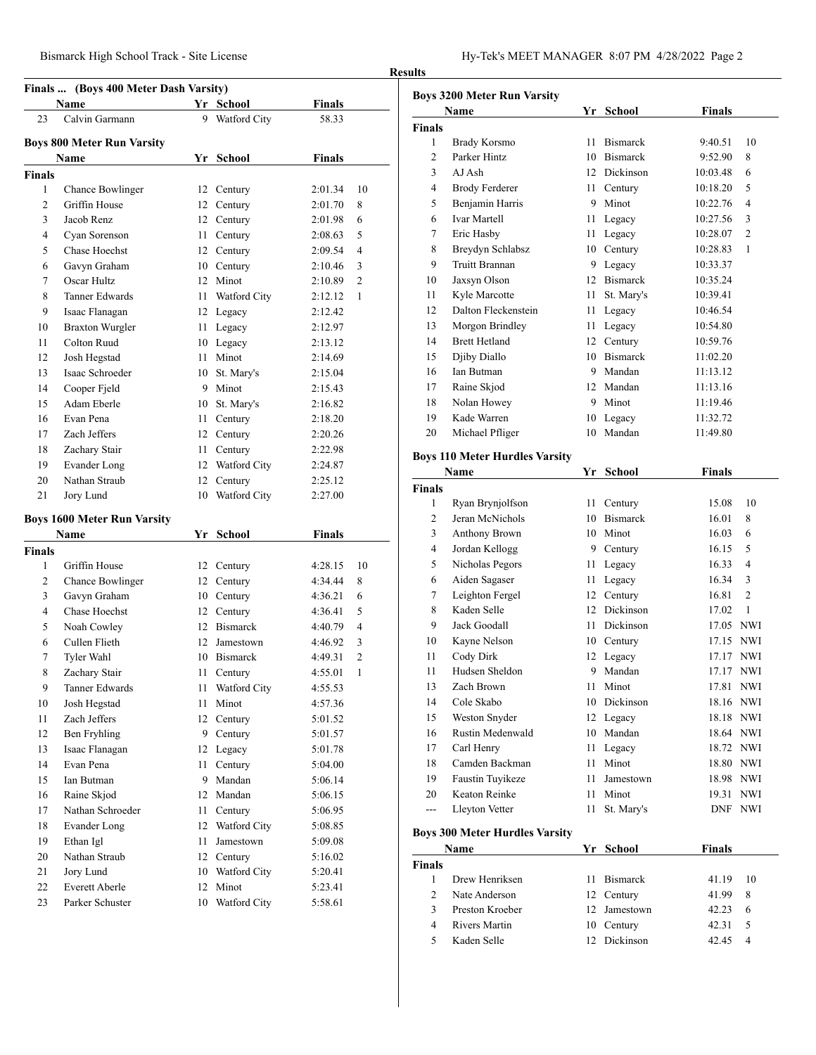## Results

### Finals ... (Boys 400 Meter Dash Varsity)

| | Name | Yr | School | Finals | |
|---|---|---|---|---|---|
| 23 | Calvin Garmann | 9 | Watford City | 58.33 | |

### Boys 800 Meter Run Varsity

| | Name | Yr | School | Finals | |
|---|---|---|---|---|---|
| **Finals** | | | | | |
| 1 | Chance Bowlinger | 12 | Century | 2:01.34 | 10 |
| 2 | Griffin House | 12 | Century | 2:01.70 | 8 |
| 3 | Jacob Renz | 12 | Century | 2:01.98 | 6 |
| 4 | Cyan Sorenson | 11 | Century | 2:08.63 | 5 |
| 5 | Chase Hoechst | 12 | Century | 2:09.54 | 4 |
| 6 | Gavyn Graham | 10 | Century | 2:10.46 | 3 |
| 7 | Oscar Hultz | 12 | Minot | 2:10.89 | 2 |
| 8 | Tanner Edwards | 11 | Watford City | 2:12.12 | 1 |
| 9 | Isaac Flanagan | 12 | Legacy | 2:12.42 | |
| 10 | Braxton Wurgler | 11 | Legacy | 2:12.97 | |
| 11 | Colton Ruud | 10 | Legacy | 2:13.12 | |
| 12 | Josh Hegstad | 11 | Minot | 2:14.69 | |
| 13 | Isaac Schroeder | 10 | St. Mary's | 2:15.04 | |
| 14 | Cooper Fjeld | 9 | Minot | 2:15.43 | |
| 15 | Adam Eberle | 10 | St. Mary's | 2:16.82 | |
| 16 | Evan Pena | 11 | Century | 2:18.20 | |
| 17 | Zach Jeffers | 12 | Century | 2:20.26 | |
| 18 | Zachary Stair | 11 | Century | 2:22.98 | |
| 19 | Evander Long | 12 | Watford City | 2:24.87 | |
| 20 | Nathan Straub | 12 | Century | 2:25.12 | |
| 21 | Jory Lund | 10 | Watford City | 2:27.00 | |

### Boys 1600 Meter Run Varsity

| | Name | Yr | School | Finals | |
|---|---|---|---|---|---|
| **Finals** | | | | | |
| 1 | Griffin House | 12 | Century | 4:28.15 | 10 |
| 2 | Chance Bowlinger | 12 | Century | 4:34.44 | 8 |
| 3 | Gavyn Graham | 10 | Century | 4:36.21 | 6 |
| 4 | Chase Hoechst | 12 | Century | 4:36.41 | 5 |
| 5 | Noah Cowley | 12 | Bismarck | 4:40.79 | 4 |
| 6 | Cullen Flieth | 12 | Jamestown | 4:46.92 | 3 |
| 7 | Tyler Wahl | 10 | Bismarck | 4:49.31 | 2 |
| 8 | Zachary Stair | 11 | Century | 4:55.01 | 1 |
| 9 | Tanner Edwards | 11 | Watford City | 4:55.53 | |
| 10 | Josh Hegstad | 11 | Minot | 4:57.36 | |
| 11 | Zach Jeffers | 12 | Century | 5:01.52 | |
| 12 | Ben Fryhling | 9 | Century | 5:01.57 | |
| 13 | Isaac Flanagan | 12 | Legacy | 5:01.78 | |
| 14 | Evan Pena | 11 | Century | 5:04.00 | |
| 15 | Ian Butman | 9 | Mandan | 5:06.14 | |
| 16 | Raine Skjod | 12 | Mandan | 5:06.15 | |
| 17 | Nathan Schroeder | 11 | Century | 5:06.95 | |
| 18 | Evander Long | 12 | Watford City | 5:08.85 | |
| 19 | Ethan Igl | 11 | Jamestown | 5:09.08 | |
| 20 | Nathan Straub | 12 | Century | 5:16.02 | |
| 21 | Jory Lund | 10 | Watford City | 5:20.41 | |
| 22 | Everett Aberle | 12 | Minot | 5:23.41 | |
| 23 | Parker Schuster | 10 | Watford City | 5:58.61 | |

### Boys 3200 Meter Run Varsity

| | Name | Yr | School | Finals | |
|---|---|---|---|---|---|
| **Finals** | | | | | |
| 1 | Brady Korsmo | 11 | Bismarck | 9:40.51 | 10 |
| 2 | Parker Hintz | 10 | Bismarck | 9:52.90 | 8 |
| 3 | AJ Ash | 12 | Dickinson | 10:03.48 | 6 |
| 4 | Brody Ferderer | 11 | Century | 10:18.20 | 5 |
| 5 | Benjamin Harris | 9 | Minot | 10:22.76 | 4 |
| 6 | Ivar Martell | 11 | Legacy | 10:27.56 | 3 |
| 7 | Eric Hasby | 11 | Legacy | 10:28.07 | 2 |
| 8 | Breydyn Schlabsz | 10 | Century | 10:28.83 | 1 |
| 9 | Truitt Brannan | 9 | Legacy | 10:33.37 | |
| 10 | Jaxsyn Olson | 12 | Bismarck | 10:35.24 | |
| 11 | Kyle Marcotte | 11 | St. Mary's | 10:39.41 | |
| 12 | Dalton Fleckenstein | 11 | Legacy | 10:46.54 | |
| 13 | Morgon Brindley | 11 | Legacy | 10:54.80 | |
| 14 | Brett Hetland | 12 | Century | 10:59.76 | |
| 15 | Djiby Diallo | 10 | Bismarck | 11:02.20 | |
| 16 | Ian Butman | 9 | Mandan | 11:13.12 | |
| 17 | Raine Skjod | 12 | Mandan | 11:13.16 | |
| 18 | Nolan Howey | 9 | Minot | 11:19.46 | |
| 19 | Kade Warren | 10 | Legacy | 11:32.72 | |
| 20 | Michael Pfliger | 10 | Mandan | 11:49.80 | |

### Boys 110 Meter Hurdles Varsity

| | Name | Yr | School | Finals | |
|---|---|---|---|---|---|
| **Finals** | | | | | |
| 1 | Ryan Brynjolfson | 11 | Century | 15.08 | 10 |
| 2 | Jeran McNichols | 10 | Bismarck | 16.01 | 8 |
| 3 | Anthony Brown | 10 | Minot | 16.03 | 6 |
| 4 | Jordan Kellogg | 9 | Century | 16.15 | 5 |
| 5 | Nicholas Pegors | 11 | Legacy | 16.33 | 4 |
| 6 | Aiden Sagaser | 11 | Legacy | 16.34 | 3 |
| 7 | Leighton Fergel | 12 | Century | 16.81 | 2 |
| 8 | Kaden Selle | 12 | Dickinson | 17.02 | 1 |
| 9 | Jack Goodall | 11 | Dickinson | 17.05 | NWI |
| 10 | Kayne Nelson | 10 | Century | 17.15 | NWI |
| 11 | Cody Dirk | 12 | Legacy | 17.17 | NWI |
| 11 | Hudsen Sheldon | 9 | Mandan | 17.17 | NWI |
| 13 | Zach Brown | 11 | Minot | 17.81 | NWI |
| 14 | Cole Skabo | 10 | Dickinson | 18.16 | NWI |
| 15 | Weston Snyder | 12 | Legacy | 18.18 | NWI |
| 16 | Rustin Medenwald | 10 | Mandan | 18.64 | NWI |
| 17 | Carl Henry | 11 | Legacy | 18.72 | NWI |
| 18 | Camden Backman | 11 | Minot | 18.80 | NWI |
| 19 | Faustin Tuyikeze | 11 | Jamestown | 18.98 | NWI |
| 20 | Keaton Reinke | 11 | Minot | 19.31 | NWI |
| --- | Lleyton Vetter | 11 | St. Mary's | DNF | NWI |

### Boys 300 Meter Hurdles Varsity

| | Name | Yr | School | Finals | |
|---|---|---|---|---|---|
| **Finals** | | | | | |
| 1 | Drew Henriksen | 11 | Bismarck | 41.19 | 10 |
| 2 | Nate Anderson | 12 | Century | 41.99 | 8 |
| 3 | Preston Kroeber | 12 | Jamestown | 42.23 | 6 |
| 4 | Rivers Martin | 10 | Century | 42.31 | 5 |
| 5 | Kaden Selle | 12 | Dickinson | 42.45 | 4 |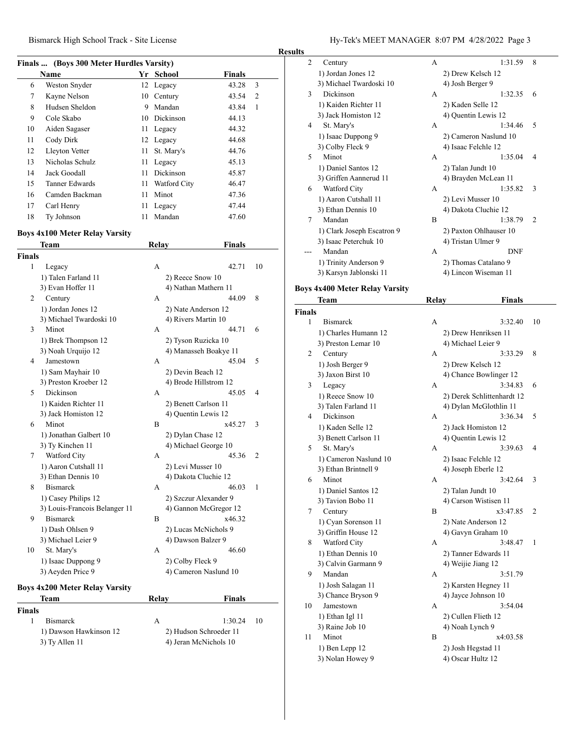## Finals ... (Boys 300 Meter Hurdles Varsity)

| | Name | Yr | School | Finals | |
|---|---|---|---|---|---|
| 6 | Weston Snyder | 12 | Legacy | 43.28 | 3 |
| 7 | Kayne Nelson | 10 | Century | 43.54 | 2 |
| 8 | Hudsen Sheldon | 9 | Mandan | 43.84 | 1 |
| 9 | Cole Skabo | 10 | Dickinson | 44.13 | |
| 10 | Aiden Sagaser | 11 | Legacy | 44.32 | |
| 11 | Cody Dirk | 12 | Legacy | 44.68 | |
| 12 | Lleyton Vetter | 11 | St. Mary's | 44.76 | |
| 13 | Nicholas Schulz | 11 | Legacy | 45.13 | |
| 14 | Jack Goodall | 11 | Dickinson | 45.87 | |
| 15 | Tanner Edwards | 11 | Watford City | 46.47 | |
| 16 | Camden Backman | 11 | Minot | 47.36 | |
| 17 | Carl Henry | 11 | Legacy | 47.44 | |
| 18 | Ty Johnson | 11 | Mandan | 47.60 | |

## Boys 4x100 Meter Relay Varsity

| | Team | Relay | Finals | |
|---|---|---|---|---|
| **Finals** | | | | |
| 1 | Legacy | A | 42.71 | 10 |
| | 1) Talen Farland 11 | 2) Reece Snow 10 | | |
| | 3) Evan Hoffer 11 | 4) Nathan Mathern 11 | | |
| 2 | Century | A | 44.09 | 8 |
| | 1) Jordan Jones 12 | 2) Nate Anderson 12 | | |
| | 3) Michael Twardoski 10 | 4) Rivers Martin 10 | | |
| 3 | Minot | A | 44.71 | 6 |
| | 1) Brek Thompson 12 | 2) Tyson Ruzicka 10 | | |
| | 3) Noah Urquijo 12 | 4) Manasseh Boakye 11 | | |
| 4 | Jamestown | A | 45.04 | 5 |
| | 1) Sam Mayhair 10 | 2) Devin Beach 12 | | |
| | 3) Preston Kroeber 12 | 4) Brode Hillstrom 12 | | |
| 5 | Dickinson | A | 45.05 | 4 |
| | 1) Kaiden Richter 11 | 2) Benett Carlson 11 | | |
| | 3) Jack Homiston 12 | 4) Quentin Lewis 12 | | |
| 6 | Minot | B | x45.27 | 3 |
| | 1) Jonathan Galbert 10 | 2) Dylan Chase 12 | | |
| | 3) Ty Kinchen 11 | 4) Michael George 10 | | |
| 7 | Watford City | A | 45.36 | 2 |
| | 1) Aaron Cutshall 11 | 2) Levi Musser 10 | | |
| | 3) Ethan Dennis 10 | 4) Dakota Cluchie 12 | | |
| 8 | Bismarck | A | 46.03 | 1 |
| | 1) Casey Philips 12 | 2) Szczur Alexander 9 | | |
| | 3) Louis-Francois Belanger 11 | 4) Gannon McGregor 12 | | |
| 9 | Bismarck | B | x46.32 | |
| | 1) Dash Ohlsen 9 | 2) Lucas McNichols 9 | | |
| | 3) Michael Leier 9 | 4) Dawson Balzer 9 | | |
| 10 | St. Mary's | A | 46.60 | |
| | 1) Isaac Duppong 9 | 2) Colby Fleck 9 | | |
| | 3) Aeyden Price 9 | 4) Cameron Naslund 10 | | |

## Boys 4x200 Meter Relay Varsity

| | Team | Relay | Finals | |
|---|---|---|---|---|
| **Finals** | | | | |
| 1 | Bismarck | A | 1:30.24 | 10 |
| | 1) Dawson Hawkinson 12 | 2) Hudson Schroeder 11 | | |
| | 3) Ty Allen 11 | 4) Jeran McNichols 10 | | |
| 2 | Century | A | 1:31.59 | 8 |
| | 1) Jordan Jones 12 | 2) Drew Kelsch 12 | | |
| | 3) Michael Twardoski 10 | 4) Josh Berger 9 | | |
| 3 | Dickinson | A | 1:32.35 | 6 |
| | 1) Kaiden Richter 11 | 2) Kaden Selle 12 | | |
| | 3) Jack Homiston 12 | 4) Quentin Lewis 12 | | |
| 4 | St. Mary's | A | 1:34.46 | 5 |
| | 1) Isaac Duppong 9 | 2) Cameron Naslund 10 | | |
| | 3) Colby Fleck 9 | 4) Isaac Felchle 12 | | |
| 5 | Minot | A | 1:35.04 | 4 |
| | 1) Daniel Santos 12 | 2) Talan Jundt 10 | | |
| | 3) Griffen Aannerud 11 | 4) Brayden McLean 11 | | |
| 6 | Watford City | A | 1:35.82 | 3 |
| | 1) Aaron Cutshall 11 | 2) Levi Musser 10 | | |
| | 3) Ethan Dennis 10 | 4) Dakota Cluchie 12 | | |
| 7 | Mandan | B | 1:38.79 | 2 |
| | 1) Clark Joseph Escatron 9 | 2) Paxton Ohlhauser 10 | | |
| | 3) Isaac Peterchuk 10 | 4) Tristan Ulmer 9 | | |
| --- | Mandan | A | DNF | |
| | 1) Trinity Anderson 9 | 2) Thomas Catalano 9 | | |
| | 3) Karsyn Jablonski 11 | 4) Lincon Wiseman 11 | | |

## Boys 4x400 Meter Relay Varsity

| | Team | Relay | Finals | |
|---|---|---|---|---|
| **Finals** | | | | |
| 1 | Bismarck | A | 3:32.40 | 10 |
| | 1) Charles Humann 12 | 2) Drew Henriksen 11 | | |
| | 3) Preston Lemar 10 | 4) Michael Leier 9 | | |
| 2 | Century | A | 3:33.29 | 8 |
| | 1) Josh Berger 9 | 2) Drew Kelsch 12 | | |
| | 3) Jaxon Birst 10 | 4) Chance Bowlinger 12 | | |
| 3 | Legacy | A | 3:34.83 | 6 |
| | 1) Reece Snow 10 | 2) Derek Schlittenhardt 12 | | |
| | 3) Talen Farland 11 | 4) Dylan McGlothlin 11 | | |
| 4 | Dickinson | A | 3:36.34 | 5 |
| | 1) Kaden Selle 12 | 2) Jack Homiston 12 | | |
| | 3) Benett Carlson 11 | 4) Quentin Lewis 12 | | |
| 5 | St. Mary's | A | 3:39.63 | 4 |
| | 1) Cameron Naslund 10 | 2) Isaac Felchle 12 | | |
| | 3) Ethan Brintnell 9 | 4) Joseph Eberle 12 | | |
| 6 | Minot | A | 3:42.64 | 3 |
| | 1) Daniel Santos 12 | 2) Talan Jundt 10 | | |
| | 3) Tavion Bobo 11 | 4) Carson Wistisen 11 | | |
| 7 | Century | B | x3:47.85 | 2 |
| | 1) Cyan Sorenson 11 | 2) Nate Anderson 12 | | |
| | 3) Griffin House 12 | 4) Gavyn Graham 10 | | |
| 8 | Watford City | A | 3:48.47 | 1 |
| | 1) Ethan Dennis 10 | 2) Tanner Edwards 11 | | |
| | 3) Calvin Garmann 9 | 4) Weijie Jiang 12 | | |
| 9 | Mandan | A | 3:51.79 | |
| | 1) Josh Salagan 11 | 2) Karsten Hegney 11 | | |
| | 3) Chance Bryson 9 | 4) Jayce Johnson 10 | | |
| 10 | Jamestown | A | 3:54.04 | |
| | 1) Ethan Igl 11 | 2) Cullen Flieth 12 | | |
| | 3) Raine Job 10 | 4) Noah Lynch 9 | | |
| 11 | Minot | B | x4:03.58 | |
| | 1) Ben Lepp 12 | 2) Josh Hegstad 11 | | |
| | 3) Nolan Howey 9 | 4) Oscar Hultz 12 | | |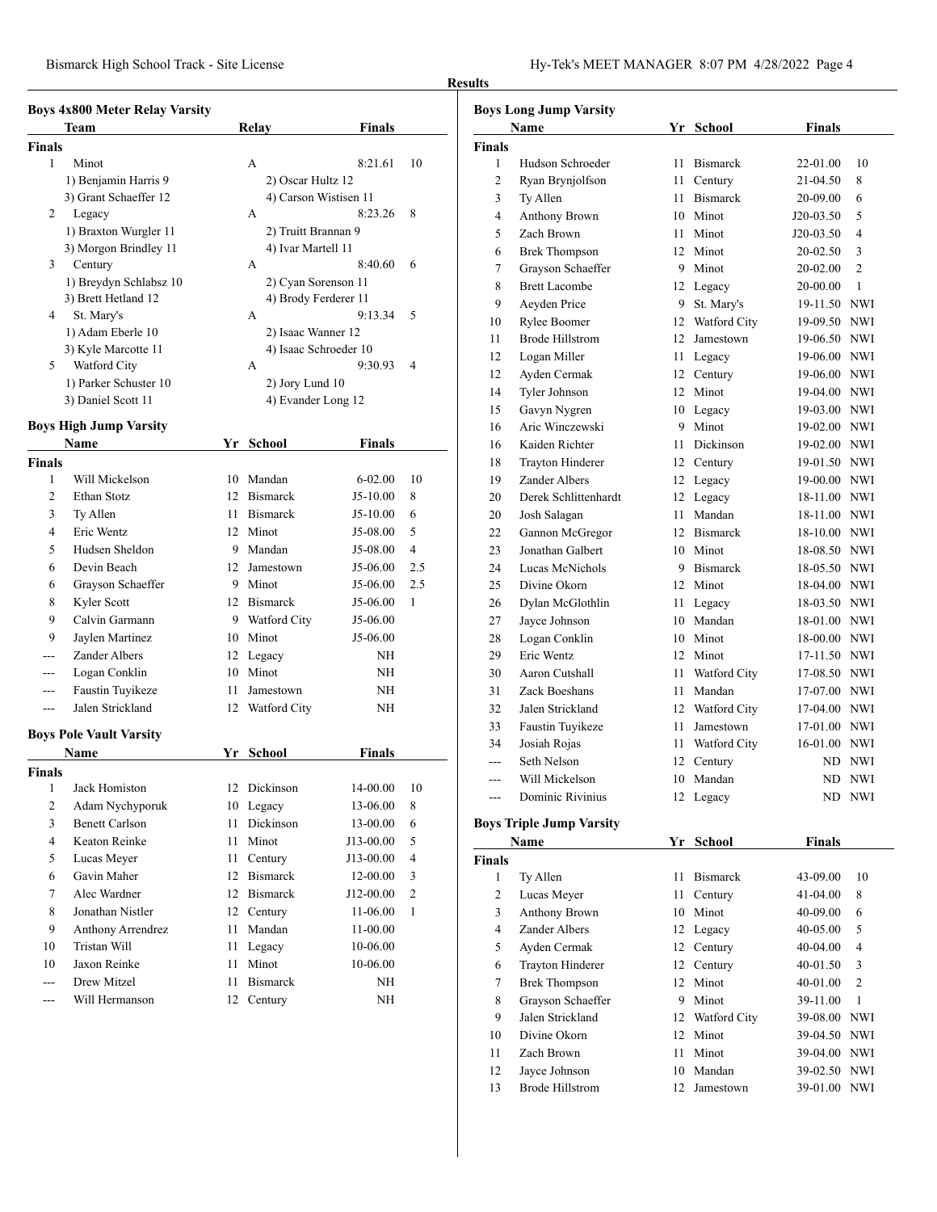## Results

### Boys 4x800 Meter Relay Varsity

| | Team | Relay | Finals | |
|---|---|---|---|---|
| **Finals** | | | | |
| 1 | Minot | A | 8:21.61 | 10 |
| | 1) Benjamin Harris 9 | 2) Oscar Hultz 12 | | |
| | 3) Grant Schaeffer 12 | 4) Carson Wistisen 11 | | |
| 2 | Legacy | A | 8:23.26 | 8 |
| | 1) Braxton Wurgler 11 | 2) Truitt Brannan 9 | | |
| | 3) Morgon Brindley 11 | 4) Ivar Martell 11 | | |
| 3 | Century | A | 8:40.60 | 6 |
| | 1) Breydyn Schlabsz 10 | 2) Cyan Sorenson 11 | | |
| | 3) Brett Hetland 12 | 4) Brody Ferderer 11 | | |
| 4 | St. Mary's | A | 9:13.34 | 5 |
| | 1) Adam Eberle 10 | 2) Isaac Wanner 12 | | |
| | 3) Kyle Marcotte 11 | 4) Isaac Schroeder 10 | | |
| 5 | Watford City | A | 9:30.93 | 4 |
| | 1) Parker Schuster 10 | 2) Jory Lund 10 | | |
| | 3) Daniel Scott 11 | 4) Evander Long 12 | | |

### Boys High Jump Varsity

| | Name | Yr | School | Finals | |
|---|---|---|---|---|---|
| **Finals** | | | | | |
| 1 | Will Mickelson | 10 | Mandan | 6-02.00 | 10 |
| 2 | Ethan Stotz | 12 | Bismarck | J5-10.00 | 8 |
| 3 | Ty Allen | 11 | Bismarck | J5-10.00 | 6 |
| 4 | Eric Wentz | 12 | Minot | J5-08.00 | 5 |
| 5 | Hudsen Sheldon | 9 | Mandan | J5-08.00 | 4 |
| 6 | Devin Beach | 12 | Jamestown | J5-06.00 | 2.5 |
| 6 | Grayson Schaeffer | 9 | Minot | J5-06.00 | 2.5 |
| 8 | Kyler Scott | 12 | Bismarck | J5-06.00 | 1 |
| 9 | Calvin Garmann | 9 | Watford City | J5-06.00 | |
| 9 | Jaylen Martinez | 10 | Minot | J5-06.00 | |
| --- | Zander Albers | 12 | Legacy | NH | |
| --- | Logan Conklin | 10 | Minot | NH | |
| --- | Faustin Tuyikeze | 11 | Jamestown | NH | |
| --- | Jalen Strickland | 12 | Watford City | NH | |

### Boys Pole Vault Varsity

| | Name | Yr | School | Finals | |
|---|---|---|---|---|---|
| **Finals** | | | | | |
| 1 | Jack Homiston | 12 | Dickinson | 14-00.00 | 10 |
| 2 | Adam Nychyporuk | 10 | Legacy | 13-06.00 | 8 |
| 3 | Benett Carlson | 11 | Dickinson | 13-00.00 | 6 |
| 4 | Keaton Reinke | 11 | Minot | J13-00.00 | 5 |
| 5 | Lucas Meyer | 11 | Century | J13-00.00 | 4 |
| 6 | Gavin Maher | 12 | Bismarck | 12-00.00 | 3 |
| 7 | Alec Wardner | 12 | Bismarck | J12-00.00 | 2 |
| 8 | Jonathan Nistler | 12 | Century | 11-06.00 | 1 |
| 9 | Anthony Arrendrez | 11 | Mandan | 11-00.00 | |
| 10 | Tristan Will | 11 | Legacy | 10-06.00 | |
| 10 | Jaxon Reinke | 11 | Minot | 10-06.00 | |
| --- | Drew Mitzel | 11 | Bismarck | NH | |
| --- | Will Hermanson | 12 | Century | NH | |

### Boys Long Jump Varsity

| | Name | Yr | School | Finals | |
|---|---|---|---|---|---|
| **Finals** | | | | | |
| 1 | Hudson Schroeder | 11 | Bismarck | 22-01.00 | 10 |
| 2 | Ryan Brynjolfson | 11 | Century | 21-04.50 | 8 |
| 3 | Ty Allen | 11 | Bismarck | 20-09.00 | 6 |
| 4 | Anthony Brown | 10 | Minot | J20-03.50 | 5 |
| 5 | Zach Brown | 11 | Minot | J20-03.50 | 4 |
| 6 | Brek Thompson | 12 | Minot | 20-02.50 | 3 |
| 7 | Grayson Schaeffer | 9 | Minot | 20-02.00 | 2 |
| 8 | Brett Lacombe | 12 | Legacy | 20-00.00 | 1 |
| 9 | Aeyden Price | 9 | St. Mary's | 19-11.50 | NWI |
| 10 | Rylee Boomer | 12 | Watford City | 19-09.50 | NWI |
| 11 | Brode Hillstrom | 12 | Jamestown | 19-06.50 | NWI |
| 12 | Logan Miller | 11 | Legacy | 19-06.00 | NWI |
| 12 | Ayden Cermak | 12 | Century | 19-06.00 | NWI |
| 14 | Tyler Johnson | 12 | Minot | 19-04.00 | NWI |
| 15 | Gavyn Nygren | 10 | Legacy | 19-03.00 | NWI |
| 16 | Aric Winczewski | 9 | Minot | 19-02.00 | NWI |
| 16 | Kaiden Richter | 11 | Dickinson | 19-02.00 | NWI |
| 18 | Trayton Hinderer | 12 | Century | 19-01.50 | NWI |
| 19 | Zander Albers | 12 | Legacy | 19-00.00 | NWI |
| 20 | Derek Schlittenhardt | 12 | Legacy | 18-11.00 | NWI |
| 20 | Josh Salagan | 11 | Mandan | 18-11.00 | NWI |
| 22 | Gannon McGregor | 12 | Bismarck | 18-10.00 | NWI |
| 23 | Jonathan Galbert | 10 | Minot | 18-08.50 | NWI |
| 24 | Lucas McNichols | 9 | Bismarck | 18-05.50 | NWI |
| 25 | Divine Okorn | 12 | Minot | 18-04.00 | NWI |
| 26 | Dylan McGlothlin | 11 | Legacy | 18-03.50 | NWI |
| 27 | Jayce Johnson | 10 | Mandan | 18-01.00 | NWI |
| 28 | Logan Conklin | 10 | Minot | 18-00.00 | NWI |
| 29 | Eric Wentz | 12 | Minot | 17-11.50 | NWI |
| 30 | Aaron Cutshall | 11 | Watford City | 17-08.50 | NWI |
| 31 | Zack Boeshans | 11 | Mandan | 17-07.00 | NWI |
| 32 | Jalen Strickland | 12 | Watford City | 17-04.00 | NWI |
| 33 | Faustin Tuyikeze | 11 | Jamestown | 17-01.00 | NWI |
| 34 | Josiah Rojas | 11 | Watford City | 16-01.00 | NWI |
| --- | Seth Nelson | 12 | Century | ND | NWI |
| --- | Will Mickelson | 10 | Mandan | ND | NWI |
| --- | Dominic Rivinius | 12 | Legacy | ND | NWI |

### Boys Triple Jump Varsity

| | Name | Yr | School | Finals | |
|---|---|---|---|---|---|
| **Finals** | | | | | |
| 1 | Ty Allen | 11 | Bismarck | 43-09.00 | 10 |
| 2 | Lucas Meyer | 11 | Century | 41-04.00 | 8 |
| 3 | Anthony Brown | 10 | Minot | 40-09.00 | 6 |
| 4 | Zander Albers | 12 | Legacy | 40-05.00 | 5 |
| 5 | Ayden Cermak | 12 | Century | 40-04.00 | 4 |
| 6 | Trayton Hinderer | 12 | Century | 40-01.50 | 3 |
| 7 | Brek Thompson | 12 | Minot | 40-01.00 | 2 |
| 8 | Grayson Schaeffer | 9 | Minot | 39-11.00 | 1 |
| 9 | Jalen Strickland | 12 | Watford City | 39-08.00 | NWI |
| 10 | Divine Okorn | 12 | Minot | 39-04.50 | NWI |
| 11 | Zach Brown | 11 | Minot | 39-04.00 | NWI |
| 12 | Jayce Johnson | 10 | Mandan | 39-02.50 | NWI |
| 13 | Brode Hillstrom | 12 | Jamestown | 39-01.00 | NWI |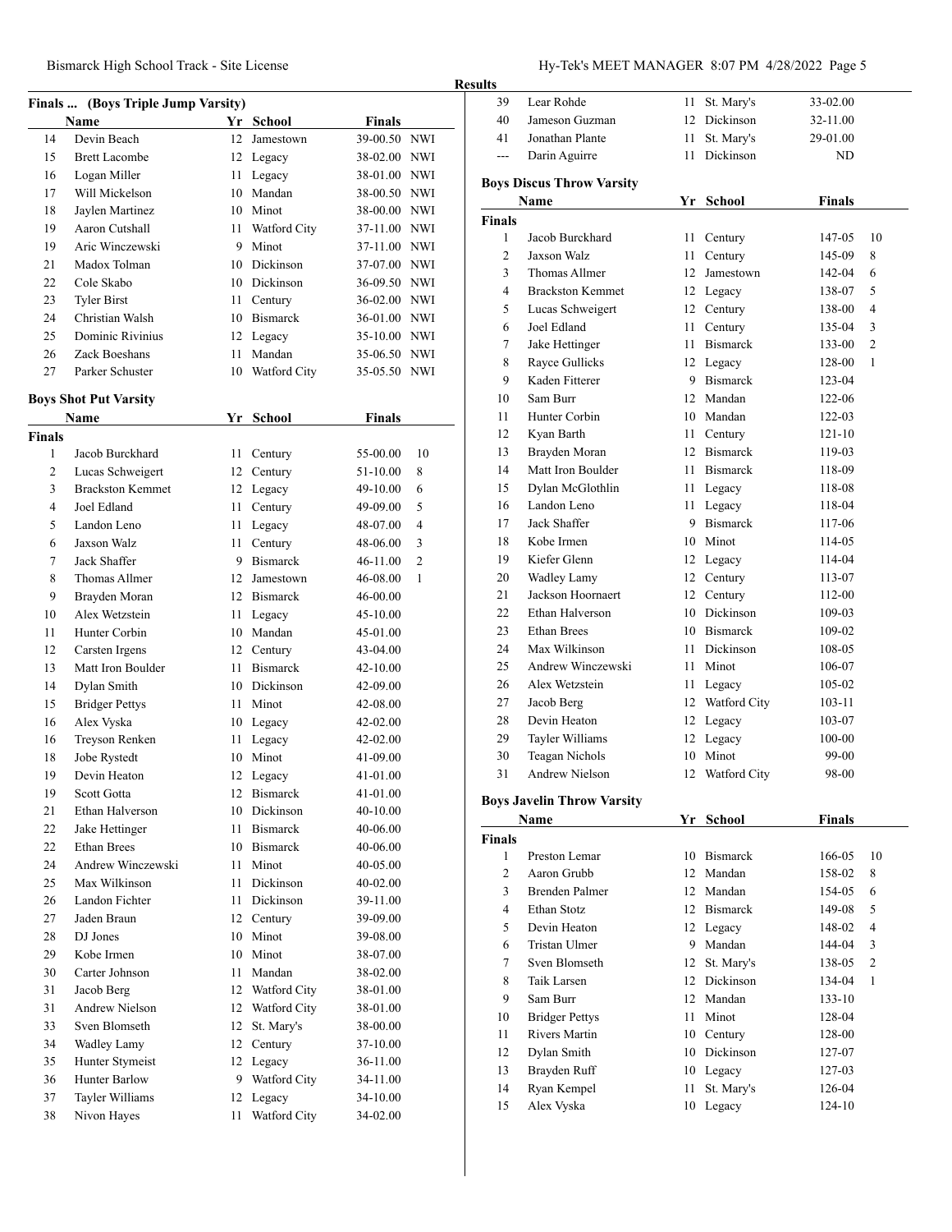## Finals ... (Boys Triple Jump Varsity)

| | Name | Yr | School | Finals | |
|---|---|---|---|---|---|
| 14 | Devin Beach | 12 | Jamestown | 39-00.50 | NWI |
| 15 | Brett Lacombe | 12 | Legacy | 38-02.00 | NWI |
| 16 | Logan Miller | 11 | Legacy | 38-01.00 | NWI |
| 17 | Will Mickelson | 10 | Mandan | 38-00.50 | NWI |
| 18 | Jaylen Martinez | 10 | Minot | 38-00.00 | NWI |
| 19 | Aaron Cutshall | 11 | Watford City | 37-11.00 | NWI |
| 19 | Aric Winczewski | 9 | Minot | 37-11.00 | NWI |
| 21 | Madox Tolman | 10 | Dickinson | 37-07.00 | NWI |
| 22 | Cole Skabo | 10 | Dickinson | 36-09.50 | NWI |
| 23 | Tyler Birst | 11 | Century | 36-02.00 | NWI |
| 24 | Christian Walsh | 10 | Bismarck | 36-01.00 | NWI |
| 25 | Dominic Rivinius | 12 | Legacy | 35-10.00 | NWI |
| 26 | Zack Boeshans | 11 | Mandan | 35-06.50 | NWI |
| 27 | Parker Schuster | 10 | Watford City | 35-05.50 | NWI |

## Boys Shot Put Varsity

| | Name | Yr | School | Finals | |
|---|---|---|---|---|---|
| **Finals** | | | | | |
| 1 | Jacob Burckhard | 11 | Century | 55-00.00 | 10 |
| 2 | Lucas Schweigert | 12 | Century | 51-10.00 | 8 |
| 3 | Brackston Kemmet | 12 | Legacy | 49-10.00 | 6 |
| 4 | Joel Edland | 11 | Century | 49-09.00 | 5 |
| 5 | Landon Leno | 11 | Legacy | 48-07.00 | 4 |
| 6 | Jaxson Walz | 11 | Century | 48-06.00 | 3 |
| 7 | Jack Shaffer | 9 | Bismarck | 46-11.00 | 2 |
| 8 | Thomas Allmer | 12 | Jamestown | 46-08.00 | 1 |
| 9 | Brayden Moran | 12 | Bismarck | 46-00.00 | |
| 10 | Alex Wetzstein | 11 | Legacy | 45-10.00 | |
| 11 | Hunter Corbin | 10 | Mandan | 45-01.00 | |
| 12 | Carsten Irgens | 12 | Century | 43-04.00 | |
| 13 | Matt Iron Boulder | 11 | Bismarck | 42-10.00 | |
| 14 | Dylan Smith | 10 | Dickinson | 42-09.00 | |
| 15 | Bridger Pettys | 11 | Minot | 42-08.00 | |
| 16 | Alex Vyska | 10 | Legacy | 42-02.00 | |
| 16 | Treyson Renken | 11 | Legacy | 42-02.00 | |
| 18 | Jobe Rystedt | 10 | Minot | 41-09.00 | |
| 19 | Devin Heaton | 12 | Legacy | 41-01.00 | |
| 19 | Scott Gotta | 12 | Bismarck | 41-01.00 | |
| 21 | Ethan Halverson | 10 | Dickinson | 40-10.00 | |
| 22 | Jake Hettinger | 11 | Bismarck | 40-06.00 | |
| 22 | Ethan Brees | 10 | Bismarck | 40-06.00 | |
| 24 | Andrew Winczewski | 11 | Minot | 40-05.00 | |
| 25 | Max Wilkinson | 11 | Dickinson | 40-02.00 | |
| 26 | Landon Fichter | 11 | Dickinson | 39-11.00 | |
| 27 | Jaden Braun | 12 | Century | 39-09.00 | |
| 28 | DJ Jones | 10 | Minot | 39-08.00 | |
| 29 | Kobe Irmen | 10 | Minot | 38-07.00 | |
| 30 | Carter Johnson | 11 | Mandan | 38-02.00 | |
| 31 | Jacob Berg | 12 | Watford City | 38-01.00 | |
| 31 | Andrew Nielson | 12 | Watford City | 38-01.00 | |
| 33 | Sven Blomseth | 12 | St. Mary's | 38-00.00 | |
| 34 | Wadley Lamy | 12 | Century | 37-10.00 | |
| 35 | Hunter Stymeist | 12 | Legacy | 36-11.00 | |
| 36 | Hunter Barlow | 9 | Watford City | 34-11.00 | |
| 37 | Tayler Williams | 12 | Legacy | 34-10.00 | |
| 38 | Nivon Hayes | 11 | Watford City | 34-02.00 | |
| 39 | Lear Rohde | 11 | St. Mary's | 33-02.00 | |
| 40 | Jameson Guzman | 12 | Dickinson | 32-11.00 | |
| 41 | Jonathan Plante | 11 | St. Mary's | 29-01.00 | |
| --- | Darin Aguirre | 11 | Dickinson | ND | |

## Boys Discus Throw Varsity

| | Name | Yr | School | Finals | |
|---|---|---|---|---|---|
| **Finals** | | | | | |
| 1 | Jacob Burckhard | 11 | Century | 147-05 | 10 |
| 2 | Jaxson Walz | 11 | Century | 145-09 | 8 |
| 3 | Thomas Allmer | 12 | Jamestown | 142-04 | 6 |
| 4 | Brackston Kemmet | 12 | Legacy | 138-07 | 5 |
| 5 | Lucas Schweigert | 12 | Century | 138-00 | 4 |
| 6 | Joel Edland | 11 | Century | 135-04 | 3 |
| 7 | Jake Hettinger | 11 | Bismarck | 133-00 | 2 |
| 8 | Rayce Gullicks | 12 | Legacy | 128-00 | 1 |
| 9 | Kaden Fitterer | 9 | Bismarck | 123-04 | |
| 10 | Sam Burr | 12 | Mandan | 122-06 | |
| 11 | Hunter Corbin | 10 | Mandan | 122-03 | |
| 12 | Kyan Barth | 11 | Century | 121-10 | |
| 13 | Brayden Moran | 12 | Bismarck | 119-03 | |
| 14 | Matt Iron Boulder | 11 | Bismarck | 118-09 | |
| 15 | Dylan McGlothlin | 11 | Legacy | 118-08 | |
| 16 | Landon Leno | 11 | Legacy | 118-04 | |
| 17 | Jack Shaffer | 9 | Bismarck | 117-06 | |
| 18 | Kobe Irmen | 10 | Minot | 114-05 | |
| 19 | Kiefer Glenn | 12 | Legacy | 114-04 | |
| 20 | Wadley Lamy | 12 | Century | 113-07 | |
| 21 | Jackson Hoornaert | 12 | Century | 112-00 | |
| 22 | Ethan Halverson | 10 | Dickinson | 109-03 | |
| 23 | Ethan Brees | 10 | Bismarck | 109-02 | |
| 24 | Max Wilkinson | 11 | Dickinson | 108-05 | |
| 25 | Andrew Winczewski | 11 | Minot | 106-07 | |
| 26 | Alex Wetzstein | 11 | Legacy | 105-02 | |
| 27 | Jacob Berg | 12 | Watford City | 103-11 | |
| 28 | Devin Heaton | 12 | Legacy | 103-07 | |
| 29 | Tayler Williams | 12 | Legacy | 100-00 | |
| 30 | Teagan Nichols | 10 | Minot | 99-00 | |
| 31 | Andrew Nielson | 12 | Watford City | 98-00 | |

## Boys Javelin Throw Varsity

| | Name | Yr | School | Finals | |
|---|---|---|---|---|---|
| **Finals** | | | | | |
| 1 | Preston Lemar | 10 | Bismarck | 166-05 | 10 |
| 2 | Aaron Grubb | 12 | Mandan | 158-02 | 8 |
| 3 | Brenden Palmer | 12 | Mandan | 154-05 | 6 |
| 4 | Ethan Stotz | 12 | Bismarck | 149-08 | 5 |
| 5 | Devin Heaton | 12 | Legacy | 148-02 | 4 |
| 6 | Tristan Ulmer | 9 | Mandan | 144-04 | 3 |
| 7 | Sven Blomseth | 12 | St. Mary's | 138-05 | 2 |
| 8 | Taik Larsen | 12 | Dickinson | 134-04 | 1 |
| 9 | Sam Burr | 12 | Mandan | 133-10 | |
| 10 | Bridger Pettys | 11 | Minot | 128-04 | |
| 11 | Rivers Martin | 10 | Century | 128-00 | |
| 12 | Dylan Smith | 10 | Dickinson | 127-07 | |
| 13 | Brayden Ruff | 10 | Legacy | 127-03 | |
| 14 | Ryan Kempel | 11 | St. Mary's | 126-04 | |
| 15 | Alex Vyska | 10 | Legacy | 124-10 | |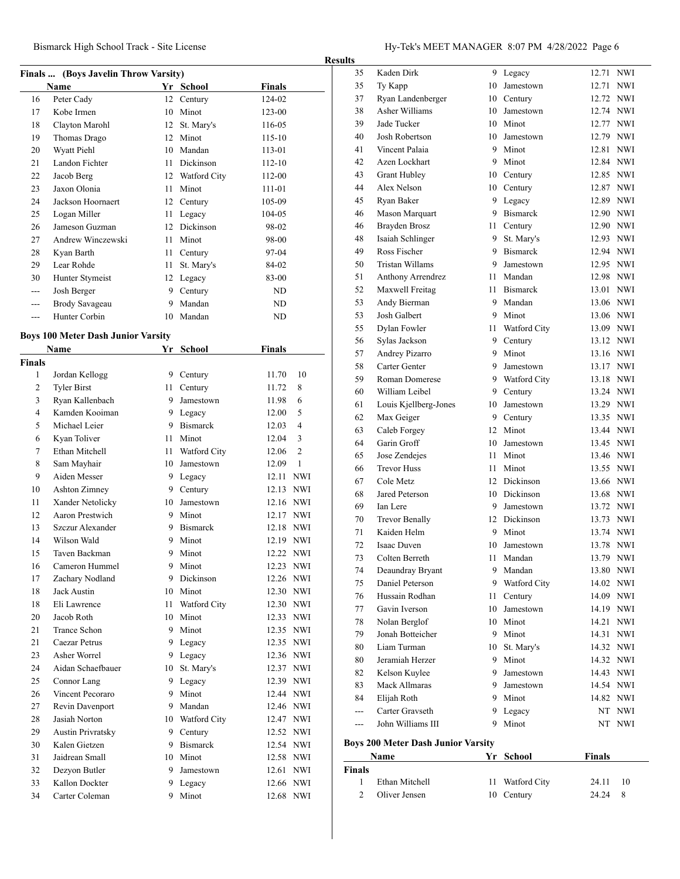### Finals ... (Boys Javelin Throw Varsity)

| | Name | Yr | School | Finals |
|---|---|---|---|---|
| 16 | Peter Cady | 12 | Century | 124-02 |
| 17 | Kobe Irmen | 10 | Minot | 123-00 |
| 18 | Clayton Marohl | 12 | St. Mary's | 116-05 |
| 19 | Thomas Drago | 12 | Minot | 115-10 |
| 20 | Wyatt Piehl | 10 | Mandan | 113-01 |
| 21 | Landon Fichter | 11 | Dickinson | 112-10 |
| 22 | Jacob Berg | 12 | Watford City | 112-00 |
| 23 | Jaxon Olonia | 11 | Minot | 111-01 |
| 24 | Jackson Hoornaert | 12 | Century | 105-09 |
| 25 | Logan Miller | 11 | Legacy | 104-05 |
| 26 | Jameson Guzman | 12 | Dickinson | 98-02 |
| 27 | Andrew Winczewski | 11 | Minot | 98-00 |
| 28 | Kyan Barth | 11 | Century | 97-04 |
| 29 | Lear Rohde | 11 | St. Mary's | 84-02 |
| 30 | Hunter Stymeist | 12 | Legacy | 83-00 |
| --- | Josh Berger | 9 | Century | ND |
| --- | Brody Savageau | 9 | Mandan | ND |
| --- | Hunter Corbin | 10 | Mandan | ND |

### Boys 100 Meter Dash Junior Varsity

| | Name | Yr | School | Finals | |
|---|---|---|---|---|---|
| **Finals** | | | | | |
| 1 | Jordan Kellogg | 9 | Century | 11.70 | 10 |
| 2 | Tyler Birst | 11 | Century | 11.72 | 8 |
| 3 | Ryan Kallenbach | 9 | Jamestown | 11.98 | 6 |
| 4 | Kamden Kooiman | 9 | Legacy | 12.00 | 5 |
| 5 | Michael Leier | 9 | Bismarck | 12.03 | 4 |
| 6 | Kyan Toliver | 11 | Minot | 12.04 | 3 |
| 7 | Ethan Mitchell | 11 | Watford City | 12.06 | 2 |
| 8 | Sam Mayhair | 10 | Jamestown | 12.09 | 1 |
| 9 | Aiden Messer | 9 | Legacy | 12.11 | NWI |
| 10 | Ashton Zimney | 9 | Century | 12.13 | NWI |
| 11 | Xander Netolicky | 10 | Jamestown | 12.16 | NWI |
| 12 | Aaron Prestwich | 9 | Minot | 12.17 | NWI |
| 13 | Szczur Alexander | 9 | Bismarck | 12.18 | NWI |
| 14 | Wilson Wald | 9 | Minot | 12.19 | NWI |
| 15 | Taven Backman | 9 | Minot | 12.22 | NWI |
| 16 | Cameron Hummel | 9 | Minot | 12.23 | NWI |
| 17 | Zachary Nodland | 9 | Dickinson | 12.26 | NWI |
| 18 | Jack Austin | 10 | Minot | 12.30 | NWI |
| 18 | Eli Lawrence | 11 | Watford City | 12.30 | NWI |
| 20 | Jacob Roth | 10 | Minot | 12.33 | NWI |
| 21 | Trance Schon | 9 | Minot | 12.35 | NWI |
| 21 | Caezar Petrus | 9 | Legacy | 12.35 | NWI |
| 23 | Asher Worrel | 9 | Legacy | 12.36 | NWI |
| 24 | Aidan Schaefbauer | 10 | St. Mary's | 12.37 | NWI |
| 25 | Connor Lang | 9 | Legacy | 12.39 | NWI |
| 26 | Vincent Pecoraro | 9 | Minot | 12.44 | NWI |
| 27 | Revin Davenport | 9 | Mandan | 12.46 | NWI |
| 28 | Jasiah Norton | 10 | Watford City | 12.47 | NWI |
| 29 | Austin Privratsky | 9 | Century | 12.52 | NWI |
| 30 | Kalen Gietzen | 9 | Bismarck | 12.54 | NWI |
| 31 | Jaidrean Small | 10 | Minot | 12.58 | NWI |
| 32 | Dezyon Butler | 9 | Jamestown | 12.61 | NWI |
| 33 | Kallon Dockter | 9 | Legacy | 12.66 | NWI |
| 34 | Carter Coleman | 9 | Minot | 12.68 | NWI |
| 35 | Kaden Dirk | 9 | Legacy | 12.71 | NWI |
| 35 | Ty Kapp | 10 | Jamestown | 12.71 | NWI |
| 37 | Ryan Landenberger | 10 | Century | 12.72 | NWI |
| 38 | Asher Williams | 10 | Jamestown | 12.74 | NWI |
| 39 | Jade Tucker | 10 | Minot | 12.77 | NWI |
| 40 | Josh Robertson | 10 | Jamestown | 12.79 | NWI |
| 41 | Vincent Palaia | 9 | Minot | 12.81 | NWI |
| 42 | Azen Lockhart | 9 | Minot | 12.84 | NWI |
| 43 | Grant Hubley | 10 | Century | 12.85 | NWI |
| 44 | Alex Nelson | 10 | Century | 12.87 | NWI |
| 45 | Ryan Baker | 9 | Legacy | 12.89 | NWI |
| 46 | Mason Marquart | 9 | Bismarck | 12.90 | NWI |
| 46 | Brayden Brosz | 11 | Century | 12.90 | NWI |
| 48 | Isaiah Schlinger | 9 | St. Mary's | 12.93 | NWI |
| 49 | Ross Fischer | 9 | Bismarck | 12.94 | NWI |
| 50 | Tristan Willams | 9 | Jamestown | 12.95 | NWI |
| 51 | Anthony Arrendrez | 11 | Mandan | 12.98 | NWI |
| 52 | Maxwell Freitag | 11 | Bismarck | 13.01 | NWI |
| 53 | Andy Bierman | 9 | Mandan | 13.06 | NWI |
| 53 | Josh Galbert | 9 | Minot | 13.06 | NWI |
| 55 | Dylan Fowler | 11 | Watford City | 13.09 | NWI |
| 56 | Sylas Jackson | 9 | Century | 13.12 | NWI |
| 57 | Andrey Pizarro | 9 | Minot | 13.16 | NWI |
| 58 | Carter Genter | 9 | Jamestown | 13.17 | NWI |
| 59 | Roman Domerese | 9 | Watford City | 13.18 | NWI |
| 60 | William Leibel | 9 | Century | 13.24 | NWI |
| 61 | Louis Kjellberg-Jones | 10 | Jamestown | 13.29 | NWI |
| 62 | Max Geiger | 9 | Century | 13.35 | NWI |
| 63 | Caleb Forgey | 12 | Minot | 13.44 | NWI |
| 64 | Garin Groff | 10 | Jamestown | 13.45 | NWI |
| 65 | Jose Zendejes | 11 | Minot | 13.46 | NWI |
| 66 | Trevor Huss | 11 | Minot | 13.55 | NWI |
| 67 | Cole Metz | 12 | Dickinson | 13.66 | NWI |
| 68 | Jared Peterson | 10 | Dickinson | 13.68 | NWI |
| 69 | Ian Lere | 9 | Jamestown | 13.72 | NWI |
| 70 | Trevor Benally | 12 | Dickinson | 13.73 | NWI |
| 71 | Kaiden Helm | 9 | Minot | 13.74 | NWI |
| 72 | Isaac Duven | 10 | Jamestown | 13.78 | NWI |
| 73 | Colten Berreth | 11 | Mandan | 13.79 | NWI |
| 74 | Deaundray Bryant | 9 | Mandan | 13.80 | NWI |
| 75 | Daniel Peterson | 9 | Watford City | 14.02 | NWI |
| 76 | Hussain Rodhan | 11 | Century | 14.09 | NWI |
| 77 | Gavin Iverson | 10 | Jamestown | 14.19 | NWI |
| 78 | Nolan Berglof | 10 | Minot | 14.21 | NWI |
| 79 | Jonah Botteicher | 9 | Minot | 14.31 | NWI |
| 80 | Liam Turman | 10 | St. Mary's | 14.32 | NWI |
| 80 | Jeramiah Herzer | 9 | Minot | 14.32 | NWI |
| 82 | Kelson Kuylee | 9 | Jamestown | 14.43 | NWI |
| 83 | Mack Allmaras | 9 | Jamestown | 14.54 | NWI |
| 84 | Elijah Roth | 9 | Minot | 14.82 | NWI |
| --- | Carter Gravseth | 9 | Legacy | NT | NWI |
| --- | John Williams III | 9 | Minot | NT | NWI |

### Boys 200 Meter Dash Junior Varsity

| | Name | Yr | School | Finals | |
|---|---|---|---|---|---|
| **Finals** | | | | | |
| 1 | Ethan Mitchell | 11 | Watford City | 24.11 | 10 |
| 2 | Oliver Jensen | 10 | Century | 24.24 | 8 |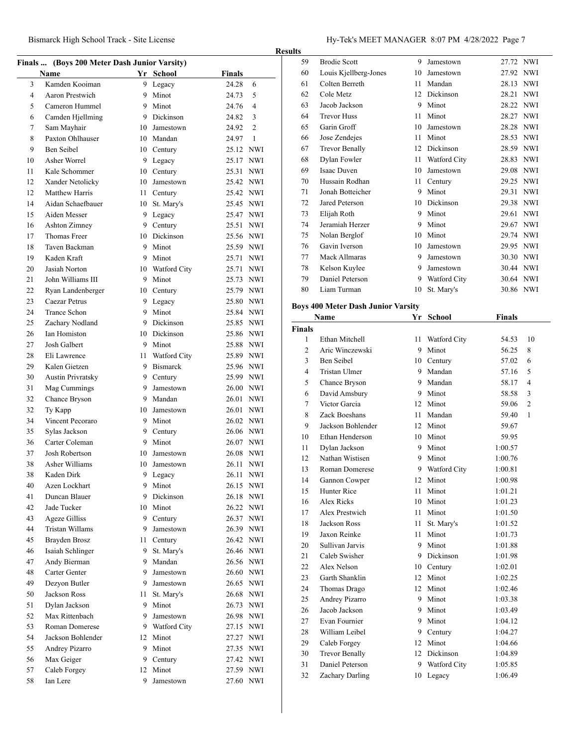## Results

### Finals ... (Boys 200 Meter Dash Junior Varsity)

| | Name | Yr | School | Finals | |
|---|---|---|---|---|---|
| 3 | Kamden Kooiman | 9 | Legacy | 24.28 | 6 |
| 4 | Aaron Prestwich | 9 | Minot | 24.73 | 5 |
| 5 | Cameron Hummel | 9 | Minot | 24.76 | 4 |
| 6 | Camden Hjellming | 9 | Dickinson | 24.82 | 3 |
| 7 | Sam Mayhair | 10 | Jamestown | 24.92 | 2 |
| 8 | Paxton Ohlhauser | 10 | Mandan | 24.97 | 1 |
| 9 | Ben Seibel | 10 | Century | 25.12 | NWI |
| 10 | Asher Worrel | 9 | Legacy | 25.17 | NWI |
| 11 | Kale Schommer | 10 | Century | 25.31 | NWI |
| 12 | Xander Netolicky | 10 | Jamestown | 25.42 | NWI |
| 12 | Matthew Harris | 11 | Century | 25.42 | NWI |
| 14 | Aidan Schaefbauer | 10 | St. Mary's | 25.45 | NWI |
| 15 | Aiden Messer | 9 | Legacy | 25.47 | NWI |
| 16 | Ashton Zimney | 9 | Century | 25.51 | NWI |
| 17 | Thomas Freer | 10 | Dickinson | 25.56 | NWI |
| 18 | Taven Backman | 9 | Minot | 25.59 | NWI |
| 19 | Kaden Kraft | 9 | Minot | 25.71 | NWI |
| 20 | Jasiah Norton | 10 | Watford City | 25.71 | NWI |
| 21 | John Williams III | 9 | Minot | 25.73 | NWI |
| 22 | Ryan Landenberger | 10 | Century | 25.79 | NWI |
| 23 | Caezar Petrus | 9 | Legacy | 25.80 | NWI |
| 24 | Trance Schon | 9 | Minot | 25.84 | NWI |
| 25 | Zachary Nodland | 9 | Dickinson | 25.85 | NWI |
| 26 | Ian Homiston | 10 | Dickinson | 25.86 | NWI |
| 27 | Josh Galbert | 9 | Minot | 25.88 | NWI |
| 28 | Eli Lawrence | 11 | Watford City | 25.89 | NWI |
| 29 | Kalen Gietzen | 9 | Bismarck | 25.96 | NWI |
| 30 | Austin Privratsky | 9 | Century | 25.99 | NWI |
| 31 | Mag Cummings | 9 | Jamestown | 26.00 | NWI |
| 32 | Chance Bryson | 9 | Mandan | 26.01 | NWI |
| 32 | Ty Kapp | 10 | Jamestown | 26.01 | NWI |
| 34 | Vincent Pecoraro | 9 | Minot | 26.02 | NWI |
| 35 | Sylas Jackson | 9 | Century | 26.06 | NWI |
| 36 | Carter Coleman | 9 | Minot | 26.07 | NWI |
| 37 | Josh Robertson | 10 | Jamestown | 26.08 | NWI |
| 38 | Asher Williams | 10 | Jamestown | 26.11 | NWI |
| 38 | Kaden Dirk | 9 | Legacy | 26.11 | NWI |
| 40 | Azen Lockhart | 9 | Minot | 26.15 | NWI |
| 41 | Duncan Blauer | 9 | Dickinson | 26.18 | NWI |
| 42 | Jade Tucker | 10 | Minot | 26.22 | NWI |
| 43 | Ageze Gilliss | 9 | Century | 26.37 | NWI |
| 44 | Tristan Willams | 9 | Jamestown | 26.39 | NWI |
| 45 | Brayden Brosz | 11 | Century | 26.42 | NWI |
| 46 | Isaiah Schlinger | 9 | St. Mary's | 26.46 | NWI |
| 47 | Andy Bierman | 9 | Mandan | 26.56 | NWI |
| 48 | Carter Genter | 9 | Jamestown | 26.60 | NWI |
| 49 | Dezyon Butler | 9 | Jamestown | 26.65 | NWI |
| 50 | Jackson Ross | 11 | St. Mary's | 26.68 | NWI |
| 51 | Dylan Jackson | 9 | Minot | 26.73 | NWI |
| 52 | Max Rittenbach | 9 | Jamestown | 26.98 | NWI |
| 53 | Roman Domerese | 9 | Watford City | 27.15 | NWI |
| 54 | Jackson Bohlender | 12 | Minot | 27.27 | NWI |
| 55 | Andrey Pizarro | 9 | Minot | 27.35 | NWI |
| 56 | Max Geiger | 9 | Century | 27.42 | NWI |
| 57 | Caleb Forgey | 12 | Minot | 27.59 | NWI |
| 58 | Ian Lere | 9 | Jamestown | 27.60 | NWI |
| 59 | Brodie Scott | 9 | Jamestown | 27.72 | NWI |
| 60 | Louis Kjellberg-Jones | 10 | Jamestown | 27.92 | NWI |
| 61 | Colten Berreth | 11 | Mandan | 28.13 | NWI |
| 62 | Cole Metz | 12 | Dickinson | 28.21 | NWI |
| 63 | Jacob Jackson | 9 | Minot | 28.22 | NWI |
| 64 | Trevor Huss | 11 | Minot | 28.27 | NWI |
| 65 | Garin Groff | 10 | Jamestown | 28.28 | NWI |
| 66 | Jose Zendejes | 11 | Minot | 28.53 | NWI |
| 67 | Trevor Benally | 12 | Dickinson | 28.59 | NWI |
| 68 | Dylan Fowler | 11 | Watford City | 28.83 | NWI |
| 69 | Isaac Duven | 10 | Jamestown | 29.08 | NWI |
| 70 | Hussain Rodhan | 11 | Century | 29.25 | NWI |
| 71 | Jonah Botteicher | 9 | Minot | 29.31 | NWI |
| 72 | Jared Peterson | 10 | Dickinson | 29.38 | NWI |
| 73 | Elijah Roth | 9 | Minot | 29.61 | NWI |
| 74 | Jeramiah Herzer | 9 | Minot | 29.67 | NWI |
| 75 | Nolan Berglof | 10 | Minot | 29.74 | NWI |
| 76 | Gavin Iverson | 10 | Jamestown | 29.95 | NWI |
| 77 | Mack Allmaras | 9 | Jamestown | 30.30 | NWI |
| 78 | Kelson Kuylee | 9 | Jamestown | 30.44 | NWI |
| 79 | Daniel Peterson | 9 | Watford City | 30.64 | NWI |
| 80 | Liam Turman | 10 | St. Mary's | 30.86 | NWI |

### Boys 400 Meter Dash Junior Varsity

| | Name | Yr | School | Finals | |
|---|---|---|---|---|---|
| **Finals** | | | | | |
| 1 | Ethan Mitchell | 11 | Watford City | 54.53 | 10 |
| 2 | Aric Winczewski | 9 | Minot | 56.25 | 8 |
| 3 | Ben Seibel | 10 | Century | 57.02 | 6 |
| 4 | Tristan Ulmer | 9 | Mandan | 57.16 | 5 |
| 5 | Chance Bryson | 9 | Mandan | 58.17 | 4 |
| 6 | David Amsbury | 9 | Minot | 58.58 | 3 |
| 7 | Victor Garcia | 12 | Minot | 59.06 | 2 |
| 8 | Zack Boeshans | 11 | Mandan | 59.40 | 1 |
| 9 | Jackson Bohlender | 12 | Minot | 59.67 | |
| 10 | Ethan Henderson | 10 | Minot | 59.95 | |
| 11 | Dylan Jackson | 9 | Minot | 1:00.57 | |
| 12 | Nathan Wistisen | 9 | Minot | 1:00.76 | |
| 13 | Roman Domerese | 9 | Watford City | 1:00.81 | |
| 14 | Gannon Cowper | 12 | Minot | 1:00.98 | |
| 15 | Hunter Rice | 11 | Minot | 1:01.21 | |
| 16 | Alex Ricks | 10 | Minot | 1:01.23 | |
| 17 | Alex Prestwich | 11 | Minot | 1:01.50 | |
| 18 | Jackson Ross | 11 | St. Mary's | 1:01.52 | |
| 19 | Jaxon Reinke | 11 | Minot | 1:01.73 | |
| 20 | Sullivan Jarvis | 9 | Minot | 1:01.88 | |
| 21 | Caleb Swisher | 9 | Dickinson | 1:01.98 | |
| 22 | Alex Nelson | 10 | Century | 1:02.01 | |
| 23 | Garth Shanklin | 12 | Minot | 1:02.25 | |
| 24 | Thomas Drago | 12 | Minot | 1:02.46 | |
| 25 | Andrey Pizarro | 9 | Minot | 1:03.38 | |
| 26 | Jacob Jackson | 9 | Minot | 1:03.49 | |
| 27 | Evan Fournier | 9 | Minot | 1:04.12 | |
| 28 | William Leibel | 9 | Century | 1:04.27 | |
| 29 | Caleb Forgey | 12 | Minot | 1:04.66 | |
| 30 | Trevor Benally | 12 | Dickinson | 1:04.89 | |
| 31 | Daniel Peterson | 9 | Watford City | 1:05.85 | |
| 32 | Zachary Darling | 10 | Legacy | 1:06.49 | |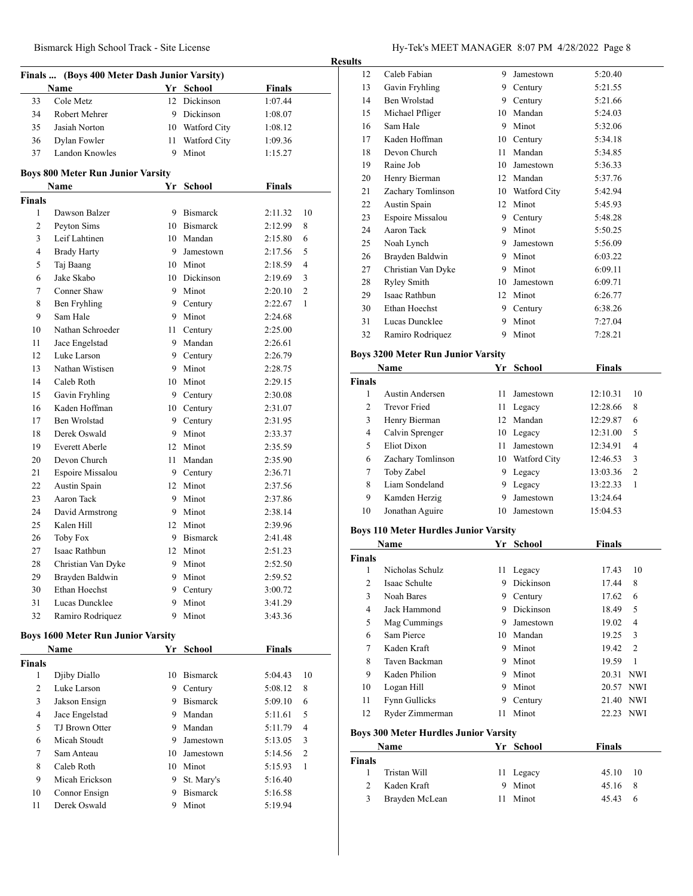Results

### Finals ... (Boys 400 Meter Dash Junior Varsity)

| | Name | Yr | School | Finals |
|---|---|---|---|---|
| 33 | Cole Metz | 12 | Dickinson | 1:07.44 |
| 34 | Robert Mehrer | 9 | Dickinson | 1:08.07 |
| 35 | Jasiah Norton | 10 | Watford City | 1:08.12 |
| 36 | Dylan Fowler | 11 | Watford City | 1:09.36 |
| 37 | Landon Knowles | 9 | Minot | 1:15.27 |

### Boys 800 Meter Run Junior Varsity

| | Name | Yr | School | Finals | |
|---|---|---|---|---|---|
| **Finals** | | | | | |
| 1 | Dawson Balzer | 9 | Bismarck | 2:11.32 | 10 |
| 2 | Peyton Sims | 10 | Bismarck | 2:12.99 | 8 |
| 3 | Leif Lahtinen | 10 | Mandan | 2:15.80 | 6 |
| 4 | Brady Harty | 9 | Jamestown | 2:17.56 | 5 |
| 5 | Taj Baang | 10 | Minot | 2:18.59 | 4 |
| 6 | Jake Skabo | 10 | Dickinson | 2:19.69 | 3 |
| 7 | Conner Shaw | 9 | Minot | 2:20.10 | 2 |
| 8 | Ben Fryhling | 9 | Century | 2:22.67 | 1 |
| 9 | Sam Hale | 9 | Minot | 2:24.68 | |
| 10 | Nathan Schroeder | 11 | Century | 2:25.00 | |
| 11 | Jace Engelstad | 9 | Mandan | 2:26.61 | |
| 12 | Luke Larson | 9 | Century | 2:26.79 | |
| 13 | Nathan Wistisen | 9 | Minot | 2:28.75 | |
| 14 | Caleb Roth | 10 | Minot | 2:29.15 | |
| 15 | Gavin Fryhling | 9 | Century | 2:30.08 | |
| 16 | Kaden Hoffman | 10 | Century | 2:31.07 | |
| 17 | Ben Wrolstad | 9 | Century | 2:31.95 | |
| 18 | Derek Oswald | 9 | Minot | 2:33.37 | |
| 19 | Everett Aberle | 12 | Minot | 2:35.59 | |
| 20 | Devon Church | 11 | Mandan | 2:35.90 | |
| 21 | Espoire Missalou | 9 | Century | 2:36.71 | |
| 22 | Austin Spain | 12 | Minot | 2:37.56 | |
| 23 | Aaron Tack | 9 | Minot | 2:37.86 | |
| 24 | David Armstrong | 9 | Minot | 2:38.14 | |
| 25 | Kalen Hill | 12 | Minot | 2:39.96 | |
| 26 | Toby Fox | 9 | Bismarck | 2:41.48 | |
| 27 | Isaac Rathbun | 12 | Minot | 2:51.23 | |
| 28 | Christian Van Dyke | 9 | Minot | 2:52.50 | |
| 29 | Brayden Baldwin | 9 | Minot | 2:59.52 | |
| 30 | Ethan Hoechst | 9 | Century | 3:00.72 | |
| 31 | Lucas Duncklee | 9 | Minot | 3:41.29 | |
| 32 | Ramiro Rodriquez | 9 | Minot | 3:43.36 | |

### Boys 1600 Meter Run Junior Varsity

| | Name | Yr | School | Finals | |
|---|---|---|---|---|---|
| **Finals** | | | | | |
| 1 | Djiby Diallo | 10 | Bismarck | 5:04.43 | 10 |
| 2 | Luke Larson | 9 | Century | 5:08.12 | 8 |
| 3 | Jakson Ensign | 9 | Bismarck | 5:09.10 | 6 |
| 4 | Jace Engelstad | 9 | Mandan | 5:11.61 | 5 |
| 5 | TJ Brown Otter | 9 | Mandan | 5:11.79 | 4 |
| 6 | Micah Stoudt | 9 | Jamestown | 5:13.05 | 3 |
| 7 | Sam Anteau | 10 | Jamestown | 5:14.56 | 2 |
| 8 | Caleb Roth | 10 | Minot | 5:15.93 | 1 |
| 9 | Micah Erickson | 9 | St. Mary's | 5:16.40 | |
| 10 | Connor Ensign | 9 | Bismarck | 5:16.58 | |
| 11 | Derek Oswald | 9 | Minot | 5:19.94 | |
| 12 | Caleb Fabian | 9 | Jamestown | 5:20.40 | |
| 13 | Gavin Fryhling | 9 | Century | 5:21.55 | |
| 14 | Ben Wrolstad | 9 | Century | 5:21.66 | |
| 15 | Michael Pfliger | 10 | Mandan | 5:24.03 | |
| 16 | Sam Hale | 9 | Minot | 5:32.06 | |
| 17 | Kaden Hoffman | 10 | Century | 5:34.18 | |
| 18 | Devon Church | 11 | Mandan | 5:34.85 | |
| 19 | Raine Job | 10 | Jamestown | 5:36.33 | |
| 20 | Henry Bierman | 12 | Mandan | 5:37.76 | |
| 21 | Zachary Tomlinson | 10 | Watford City | 5:42.94 | |
| 22 | Austin Spain | 12 | Minot | 5:45.93 | |
| 23 | Espoire Missalou | 9 | Century | 5:48.28 | |
| 24 | Aaron Tack | 9 | Minot | 5:50.25 | |
| 25 | Noah Lynch | 9 | Jamestown | 5:56.09 | |
| 26 | Brayden Baldwin | 9 | Minot | 6:03.22 | |
| 27 | Christian Van Dyke | 9 | Minot | 6:09.11 | |
| 28 | Ryley Smith | 10 | Jamestown | 6:09.71 | |
| 29 | Isaac Rathbun | 12 | Minot | 6:26.77 | |
| 30 | Ethan Hoechst | 9 | Century | 6:38.26 | |
| 31 | Lucas Duncklee | 9 | Minot | 7:27.04 | |
| 32 | Ramiro Rodriquez | 9 | Minot | 7:28.21 | |

### Boys 3200 Meter Run Junior Varsity

| | Name | Yr | School | Finals | |
|---|---|---|---|---|---|
| **Finals** | | | | | |
| 1 | Austin Andersen | 11 | Jamestown | 12:10.31 | 10 |
| 2 | Trevor Fried | 11 | Legacy | 12:28.66 | 8 |
| 3 | Henry Bierman | 12 | Mandan | 12:29.87 | 6 |
| 4 | Calvin Sprenger | 10 | Legacy | 12:31.00 | 5 |
| 5 | Eliot Dixon | 11 | Jamestown | 12:34.91 | 4 |
| 6 | Zachary Tomlinson | 10 | Watford City | 12:46.53 | 3 |
| 7 | Toby Zabel | 9 | Legacy | 13:03.36 | 2 |
| 8 | Liam Sondeland | 9 | Legacy | 13:22.33 | 1 |
| 9 | Kamden Herzig | 9 | Jamestown | 13:24.64 | |
| 10 | Jonathan Aguire | 10 | Jamestown | 15:04.53 | |

### Boys 110 Meter Hurdles Junior Varsity

| | Name | Yr | School | Finals | |
|---|---|---|---|---|---|
| **Finals** | | | | | |
| 1 | Nicholas Schulz | 11 | Legacy | 17.43 | 10 |
| 2 | Isaac Schulte | 9 | Dickinson | 17.44 | 8 |
| 3 | Noah Bares | 9 | Century | 17.62 | 6 |
| 4 | Jack Hammond | 9 | Dickinson | 18.49 | 5 |
| 5 | Mag Cummings | 9 | Jamestown | 19.02 | 4 |
| 6 | Sam Pierce | 10 | Mandan | 19.25 | 3 |
| 7 | Kaden Kraft | 9 | Minot | 19.42 | 2 |
| 8 | Taven Backman | 9 | Minot | 19.59 | 1 |
| 9 | Kaden Philion | 9 | Minot | 20.31 | NWI |
| 10 | Logan Hill | 9 | Minot | 20.57 | NWI |
| 11 | Fynn Gullicks | 9 | Century | 21.40 | NWI |
| 12 | Ryder Zimmerman | 11 | Minot | 22.23 | NWI |

### Boys 300 Meter Hurdles Junior Varsity

| | Name | Yr | School | Finals | |
|---|---|---|---|---|---|
| **Finals** | | | | | |
| 1 | Tristan Will | 11 | Legacy | 45.10 | 10 |
| 2 | Kaden Kraft | 9 | Minot | 45.16 | 8 |
| 3 | Brayden McLean | 11 | Minot | 45.43 | 6 |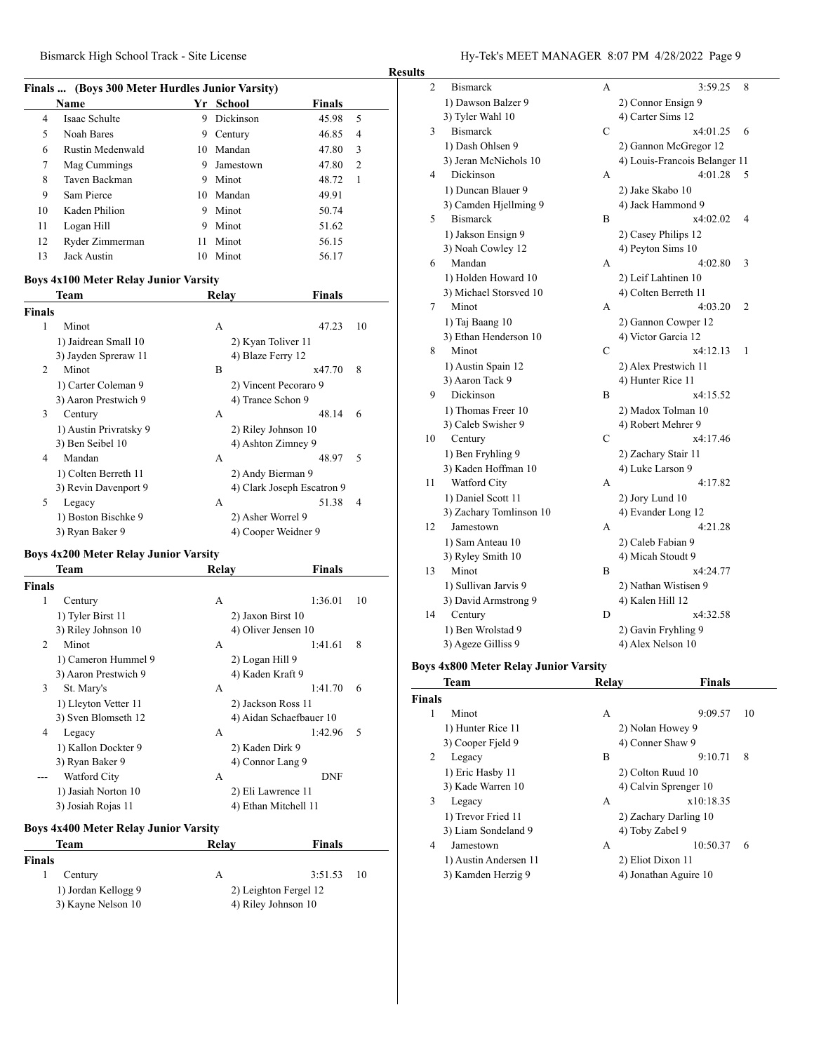## Results

### Finals ... (Boys 300 Meter Hurdles Junior Varsity)

| | Name | Yr | School | Finals | |
|---|---|---|---|---|---|
| 4 | Isaac Schulte | 9 | Dickinson | 45.98 | 5 |
| 5 | Noah Bares | 9 | Century | 46.85 | 4 |
| 6 | Rustin Medenwald | 10 | Mandan | 47.80 | 3 |
| 7 | Mag Cummings | 9 | Jamestown | 47.80 | 2 |
| 8 | Taven Backman | 9 | Minot | 48.72 | 1 |
| 9 | Sam Pierce | 10 | Mandan | 49.91 | |
| 10 | Kaden Philion | 9 | Minot | 50.74 | |
| 11 | Logan Hill | 9 | Minot | 51.62 | |
| 12 | Ryder Zimmerman | 11 | Minot | 56.15 | |
| 13 | Jack Austin | 10 | Minot | 56.17 | |

### Boys 4x100 Meter Relay Junior Varsity

| | Team | Relay | Finals | |
|---|---|---|---|---|
| **Finals** | | | | |
| 1 | Minot | A | 47.23 | 10 |
| | 1) Jaidrean Small 10 | 2) Kyan Toliver 11 | | |
| | 3) Jayden Spreraw 11 | 4) Blaze Ferry 12 | | |
| 2 | Minot | B | x47.70 | 8 |
| | 1) Carter Coleman 9 | 2) Vincent Pecoraro 9 | | |
| | 3) Aaron Prestwich 9 | 4) Trance Schon 9 | | |
| 3 | Century | A | 48.14 | 6 |
| | 1) Austin Privratsky 9 | 2) Riley Johnson 10 | | |
| | 3) Ben Seibel 10 | 4) Ashton Zimney 9 | | |
| 4 | Mandan | A | 48.97 | 5 |
| | 1) Colten Berreth 11 | 2) Andy Bierman 9 | | |
| | 3) Revin Davenport 9 | 4) Clark Joseph Escatron 9 | | |
| 5 | Legacy | A | 51.38 | 4 |
| | 1) Boston Bischke 9 | 2) Asher Worrel 9 | | |
| | 3) Ryan Baker 9 | 4) Cooper Weidner 9 | | |

### Boys 4x200 Meter Relay Junior Varsity

| | Team | Relay | Finals | |
|---|---|---|---|---|
| **Finals** | | | | |
| 1 | Century | A | 1:36.01 | 10 |
| | 1) Tyler Birst 11 | 2) Jaxon Birst 10 | | |
| | 3) Riley Johnson 10 | 4) Oliver Jensen 10 | | |
| 2 | Minot | A | 1:41.61 | 8 |
| | 1) Cameron Hummel 9 | 2) Logan Hill 9 | | |
| | 3) Aaron Prestwich 9 | 4) Kaden Kraft 9 | | |
| 3 | St. Mary's | A | 1:41.70 | 6 |
| | 1) Lleyton Vetter 11 | 2) Jackson Ross 11 | | |
| | 3) Sven Blomseth 12 | 4) Aidan Schaefbauer 10 | | |
| 4 | Legacy | A | 1:42.96 | 5 |
| | 1) Kallon Dockter 9 | 2) Kaden Dirk 9 | | |
| | 3) Ryan Baker 9 | 4) Connor Lang 9 | | |
| --- | Watford City | A | DNF | |
| | 1) Jasiah Norton 10 | 2) Eli Lawrence 11 | | |
| | 3) Josiah Rojas 11 | 4) Ethan Mitchell 11 | | |

### Boys 4x400 Meter Relay Junior Varsity

| | Team | Relay | Finals | |
|---|---|---|---|---|
| **Finals** | | | | |
| 1 | Century | A | 3:51.53 | 10 |
| | 1) Jordan Kellogg 9 | 2) Leighton Fergel 12 | | |
| | 3) Kayne Nelson 10 | 4) Riley Johnson 10 | | |
| 2 | Bismarck | A | 3:59.25 | 8 |
| | 1) Dawson Balzer 9 | 2) Connor Ensign 9 | | |
| | 3) Tyler Wahl 10 | 4) Carter Sims 12 | | |
| 3 | Bismarck | C | x4:01.25 | 6 |
| | 1) Dash Ohlsen 9 | 2) Gannon McGregor 12 | | |
| | 3) Jeran McNichols 10 | 4) Louis-Francois Belanger 11 | | |
| 4 | Dickinson | A | 4:01.28 | 5 |
| | 1) Duncan Blauer 9 | 2) Jake Skabo 10 | | |
| | 3) Camden Hjellming 9 | 4) Jack Hammond 9 | | |
| 5 | Bismarck | B | x4:02.02 | 4 |
| | 1) Jakson Ensign 9 | 2) Casey Philips 12 | | |
| | 3) Noah Cowley 12 | 4) Peyton Sims 10 | | |
| 6 | Mandan | A | 4:02.80 | 3 |
| | 1) Holden Howard 10 | 2) Leif Lahtinen 10 | | |
| | 3) Michael Storsved 10 | 4) Colten Berreth 11 | | |
| 7 | Minot | A | 4:03.20 | 2 |
| | 1) Taj Baang 10 | 2) Gannon Cowper 12 | | |
| | 3) Ethan Henderson 10 | 4) Victor Garcia 12 | | |
| 8 | Minot | C | x4:12.13 | 1 |
| | 1) Austin Spain 12 | 2) Alex Prestwich 11 | | |
| | 3) Aaron Tack 9 | 4) Hunter Rice 11 | | |
| 9 | Dickinson | B | x4:15.52 | |
| | 1) Thomas Freer 10 | 2) Madox Tolman 10 | | |
| | 3) Caleb Swisher 9 | 4) Robert Mehrer 9 | | |
| 10 | Century | C | x4:17.46 | |
| | 1) Ben Fryhling 9 | 2) Zachary Stair 11 | | |
| | 3) Kaden Hoffman 10 | 4) Luke Larson 9 | | |
| 11 | Watford City | A | 4:17.82 | |
| | 1) Daniel Scott 11 | 2) Jory Lund 10 | | |
| | 3) Zachary Tomlinson 10 | 4) Evander Long 12 | | |
| 12 | Jamestown | A | 4:21.28 | |
| | 1) Sam Anteau 10 | 2) Caleb Fabian 9 | | |
| | 3) Ryley Smith 10 | 4) Micah Stoudt 9 | | |
| 13 | Minot | B | x4:24.77 | |
| | 1) Sullivan Jarvis 9 | 2) Nathan Wistisen 9 | | |
| | 3) David Armstrong 9 | 4) Kalen Hill 12 | | |
| 14 | Century | D | x4:32.58 | |
| | 1) Ben Wrolstad 9 | 2) Gavin Fryhling 9 | | |
| | 3) Ageze Gilliss 9 | 4) Alex Nelson 10 | | |

### Boys 4x800 Meter Relay Junior Varsity

| | Team | Relay | Finals | |
|---|---|---|---|---|
| **Finals** | | | | |
| 1 | Minot | A | 9:09.57 | 10 |
| | 1) Hunter Rice 11 | 2) Nolan Howey 9 | | |
| | 3) Cooper Fjeld 9 | 4) Conner Shaw 9 | | |
| 2 | Legacy | B | 9:10.71 | 8 |
| | 1) Eric Hasby 11 | 2) Colton Ruud 10 | | |
| | 3) Kade Warren 10 | 4) Calvin Sprenger 10 | | |
| 3 | Legacy | A | x10:18.35 | |
| | 1) Trevor Fried 11 | 2) Zachary Darling 10 | | |
| | 3) Liam Sondeland 9 | 4) Toby Zabel 9 | | |
| 4 | Jamestown | A | 10:50.37 | 6 |
| | 1) Austin Andersen 11 | 2) Eliot Dixon 11 | | |
| | 3) Kamden Herzig 9 | 4) Jonathan Aguire 10 | | |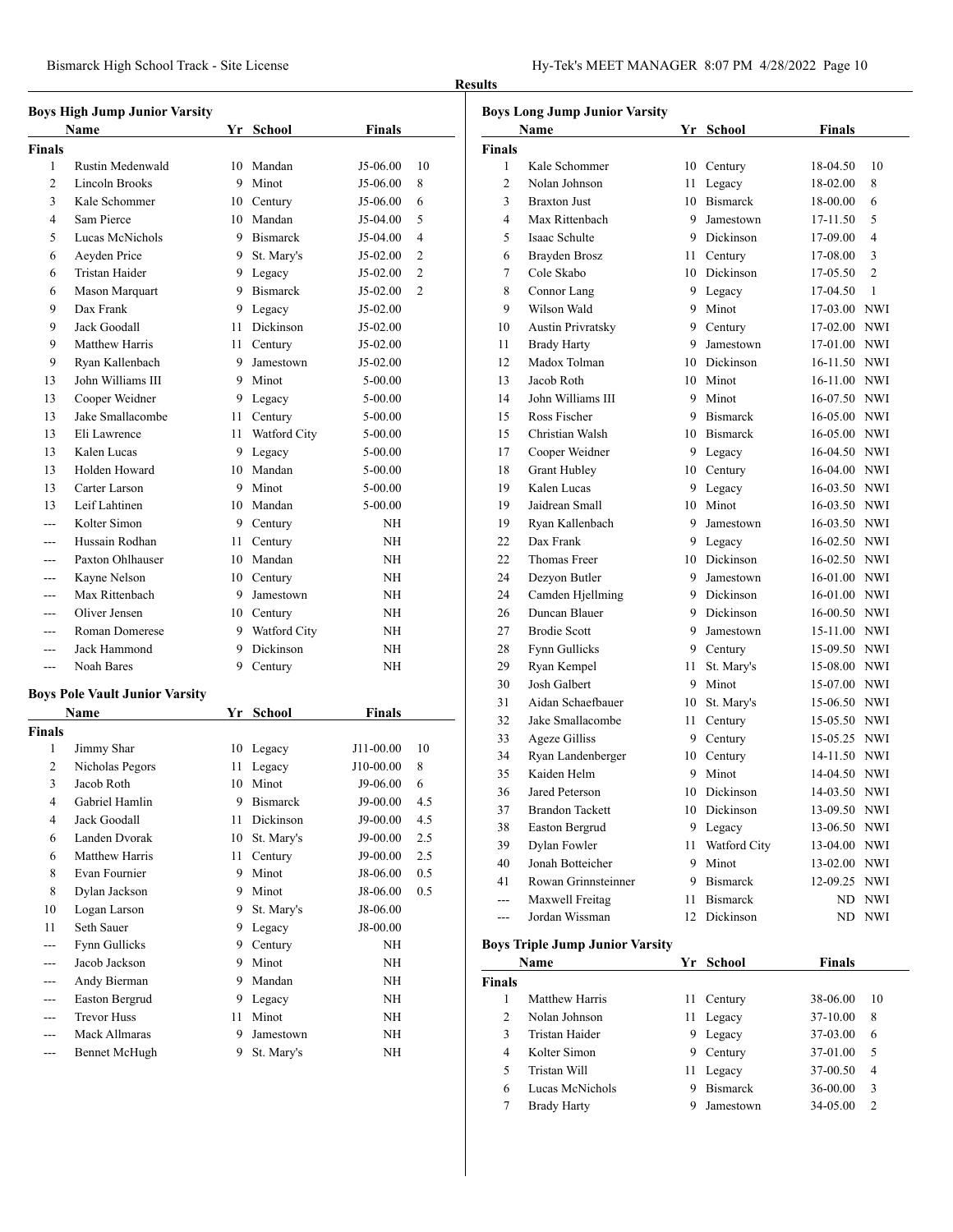## Results

### Boys High Jump Junior Varsity

| | Name | Yr | School | Finals | |
|---|---|---|---|---|---|
| **Finals** | | | | | |
| 1 | Rustin Medenwald | 10 | Mandan | J5-06.00 | 10 |
| 2 | Lincoln Brooks | 9 | Minot | J5-06.00 | 8 |
| 3 | Kale Schommer | 10 | Century | J5-06.00 | 6 |
| 4 | Sam Pierce | 10 | Mandan | J5-04.00 | 5 |
| 5 | Lucas McNichols | 9 | Bismarck | J5-04.00 | 4 |
| 6 | Aeyden Price | 9 | St. Mary's | J5-02.00 | 2 |
| 6 | Tristan Haider | 9 | Legacy | J5-02.00 | 2 |
| 6 | Mason Marquart | 9 | Bismarck | J5-02.00 | 2 |
| 9 | Dax Frank | 9 | Legacy | J5-02.00 | |
| 9 | Jack Goodall | 11 | Dickinson | J5-02.00 | |
| 9 | Matthew Harris | 11 | Century | J5-02.00 | |
| 9 | Ryan Kallenbach | 9 | Jamestown | J5-02.00 | |
| 13 | John Williams III | 9 | Minot | 5-00.00 | |
| 13 | Cooper Weidner | 9 | Legacy | 5-00.00 | |
| 13 | Jake Smallacombe | 11 | Century | 5-00.00 | |
| 13 | Eli Lawrence | 11 | Watford City | 5-00.00 | |
| 13 | Kalen Lucas | 9 | Legacy | 5-00.00 | |
| 13 | Holden Howard | 10 | Mandan | 5-00.00 | |
| 13 | Carter Larson | 9 | Minot | 5-00.00 | |
| 13 | Leif Lahtinen | 10 | Mandan | 5-00.00 | |
| --- | Kolter Simon | 9 | Century | NH | |
| --- | Hussain Rodhan | 11 | Century | NH | |
| --- | Paxton Ohlhauser | 10 | Mandan | NH | |
| --- | Kayne Nelson | 10 | Century | NH | |
| --- | Max Rittenbach | 9 | Jamestown | NH | |
| --- | Oliver Jensen | 10 | Century | NH | |
| --- | Roman Domerese | 9 | Watford City | NH | |
| --- | Jack Hammond | 9 | Dickinson | NH | |
| --- | Noah Bares | 9 | Century | NH | |

### Boys Pole Vault Junior Varsity

| | Name | Yr | School | Finals | |
|---|---|---|---|---|---|
| **Finals** | | | | | |
| 1 | Jimmy Shar | 10 | Legacy | J11-00.00 | 10 |
| 2 | Nicholas Pegors | 11 | Legacy | J10-00.00 | 8 |
| 3 | Jacob Roth | 10 | Minot | J9-06.00 | 6 |
| 4 | Gabriel Hamlin | 9 | Bismarck | J9-00.00 | 4.5 |
| 4 | Jack Goodall | 11 | Dickinson | J9-00.00 | 4.5 |
| 6 | Landen Dvorak | 10 | St. Mary's | J9-00.00 | 2.5 |
| 6 | Matthew Harris | 11 | Century | J9-00.00 | 2.5 |
| 8 | Evan Fournier | 9 | Minot | J8-06.00 | 0.5 |
| 8 | Dylan Jackson | 9 | Minot | J8-06.00 | 0.5 |
| 10 | Logan Larson | 9 | St. Mary's | J8-06.00 | |
| 11 | Seth Sauer | 9 | Legacy | J8-00.00 | |
| --- | Fynn Gullicks | 9 | Century | NH | |
| --- | Jacob Jackson | 9 | Minot | NH | |
| --- | Andy Bierman | 9 | Mandan | NH | |
| --- | Easton Bergrud | 9 | Legacy | NH | |
| --- | Trevor Huss | 11 | Minot | NH | |
| --- | Mack Allmaras | 9 | Jamestown | NH | |
| --- | Bennet McHugh | 9 | St. Mary's | NH | |

### Boys Long Jump Junior Varsity

| | Name | Yr | School | Finals | |
|---|---|---|---|---|---|
| **Finals** | | | | | |
| 1 | Kale Schommer | 10 | Century | 18-04.50 | 10 |
| 2 | Nolan Johnson | 11 | Legacy | 18-02.00 | 8 |
| 3 | Braxton Just | 10 | Bismarck | 18-00.00 | 6 |
| 4 | Max Rittenbach | 9 | Jamestown | 17-11.50 | 5 |
| 5 | Isaac Schulte | 9 | Dickinson | 17-09.00 | 4 |
| 6 | Brayden Brosz | 11 | Century | 17-08.00 | 3 |
| 7 | Cole Skabo | 10 | Dickinson | 17-05.50 | 2 |
| 8 | Connor Lang | 9 | Legacy | 17-04.50 | 1 |
| 9 | Wilson Wald | 9 | Minot | 17-03.00 | NWI |
| 10 | Austin Privratsky | 9 | Century | 17-02.00 | NWI |
| 11 | Brady Harty | 9 | Jamestown | 17-01.00 | NWI |
| 12 | Madox Tolman | 10 | Dickinson | 16-11.50 | NWI |
| 13 | Jacob Roth | 10 | Minot | 16-11.00 | NWI |
| 14 | John Williams III | 9 | Minot | 16-07.50 | NWI |
| 15 | Ross Fischer | 9 | Bismarck | 16-05.00 | NWI |
| 15 | Christian Walsh | 10 | Bismarck | 16-05.00 | NWI |
| 17 | Cooper Weidner | 9 | Legacy | 16-04.50 | NWI |
| 18 | Grant Hubley | 10 | Century | 16-04.00 | NWI |
| 19 | Kalen Lucas | 9 | Legacy | 16-03.50 | NWI |
| 19 | Jaidrean Small | 10 | Minot | 16-03.50 | NWI |
| 19 | Ryan Kallenbach | 9 | Jamestown | 16-03.50 | NWI |
| 22 | Dax Frank | 9 | Legacy | 16-02.50 | NWI |
| 22 | Thomas Freer | 10 | Dickinson | 16-02.50 | NWI |
| 24 | Dezyon Butler | 9 | Jamestown | 16-01.00 | NWI |
| 24 | Camden Hjellming | 9 | Dickinson | 16-01.00 | NWI |
| 26 | Duncan Blauer | 9 | Dickinson | 16-00.50 | NWI |
| 27 | Brodie Scott | 9 | Jamestown | 15-11.00 | NWI |
| 28 | Fynn Gullicks | 9 | Century | 15-09.50 | NWI |
| 29 | Ryan Kempel | 11 | St. Mary's | 15-08.00 | NWI |
| 30 | Josh Galbert | 9 | Minot | 15-07.00 | NWI |
| 31 | Aidan Schaefbauer | 10 | St. Mary's | 15-06.50 | NWI |
| 32 | Jake Smallacombe | 11 | Century | 15-05.50 | NWI |
| 33 | Ageze Gilliss | 9 | Century | 15-05.25 | NWI |
| 34 | Ryan Landenberger | 10 | Century | 14-11.50 | NWI |
| 35 | Kaiden Helm | 9 | Minot | 14-04.50 | NWI |
| 36 | Jared Peterson | 10 | Dickinson | 14-03.50 | NWI |
| 37 | Brandon Tackett | 10 | Dickinson | 13-09.50 | NWI |
| 38 | Easton Bergrud | 9 | Legacy | 13-06.50 | NWI |
| 39 | Dylan Fowler | 11 | Watford City | 13-04.00 | NWI |
| 40 | Jonah Botteicher | 9 | Minot | 13-02.00 | NWI |
| 41 | Rowan Grinnsteinner | 9 | Bismarck | 12-09.25 | NWI |
| --- | Maxwell Freitag | 11 | Bismarck | ND | NWI |
| --- | Jordan Wissman | 12 | Dickinson | ND | NWI |

### Boys Triple Jump Junior Varsity

| | Name | Yr | School | Finals | |
|---|---|---|---|---|---|
| **Finals** | | | | | |
| 1 | Matthew Harris | 11 | Century | 38-06.00 | 10 |
| 2 | Nolan Johnson | 11 | Legacy | 37-10.00 | 8 |
| 3 | Tristan Haider | 9 | Legacy | 37-03.00 | 6 |
| 4 | Kolter Simon | 9 | Century | 37-01.00 | 5 |
| 5 | Tristan Will | 11 | Legacy | 37-00.50 | 4 |
| 6 | Lucas McNichols | 9 | Bismarck | 36-00.00 | 3 |
| 7 | Brady Harty | 9 | Jamestown | 34-05.00 | 2 |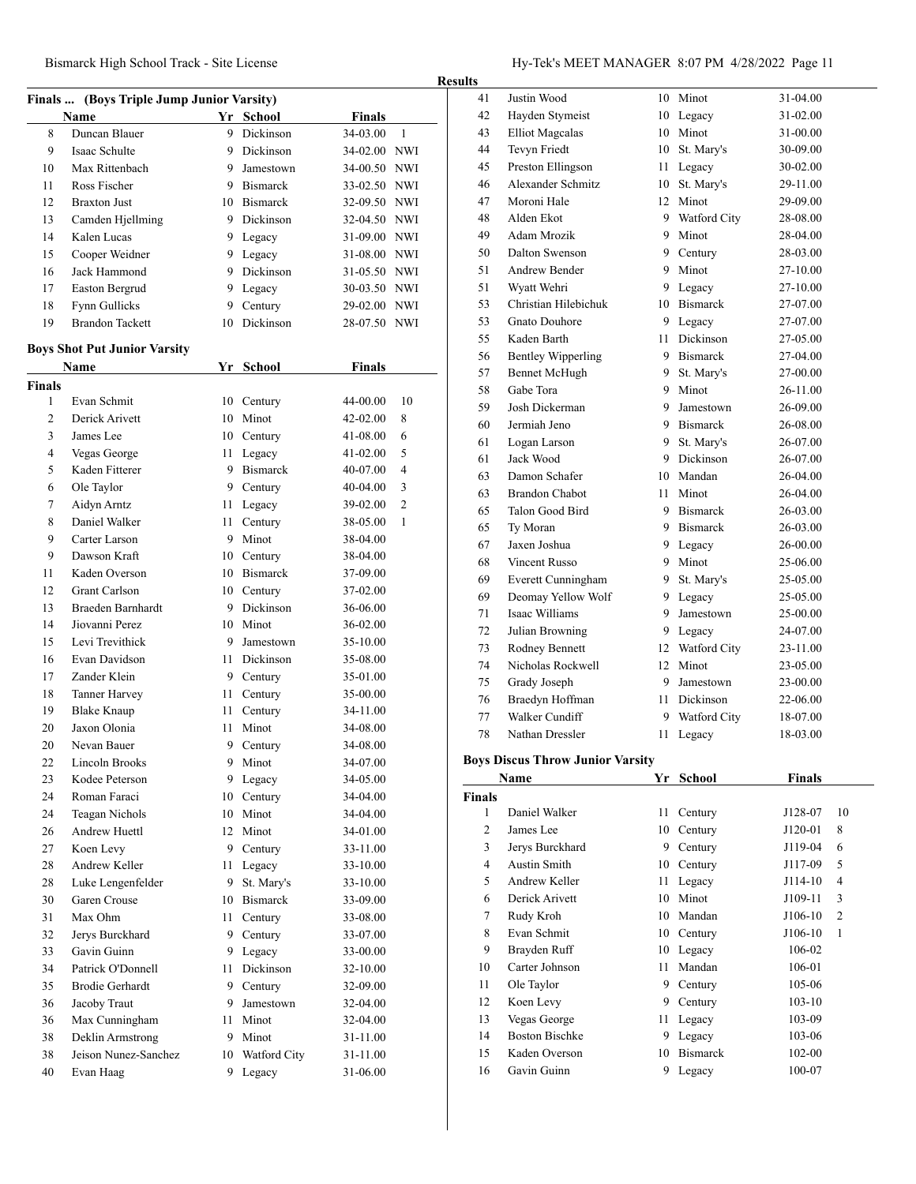## Finals ... (Boys Triple Jump Junior Varsity)

| | Name | Yr | School | Finals | |
|---|---|---|---|---|---|
| 8 | Duncan Blauer | 9 | Dickinson | 34-03.00 | 1 |
| 9 | Isaac Schulte | 9 | Dickinson | 34-02.00 | NWI |
| 10 | Max Rittenbach | 9 | Jamestown | 34-00.50 | NWI |
| 11 | Ross Fischer | 9 | Bismarck | 33-02.50 | NWI |
| 12 | Braxton Just | 10 | Bismarck | 32-09.50 | NWI |
| 13 | Camden Hjellming | 9 | Dickinson | 32-04.50 | NWI |
| 14 | Kalen Lucas | 9 | Legacy | 31-09.00 | NWI |
| 15 | Cooper Weidner | 9 | Legacy | 31-08.00 | NWI |
| 16 | Jack Hammond | 9 | Dickinson | 31-05.50 | NWI |
| 17 | Easton Bergrud | 9 | Legacy | 30-03.50 | NWI |
| 18 | Fynn Gullicks | 9 | Century | 29-02.00 | NWI |
| 19 | Brandon Tackett | 10 | Dickinson | 28-07.50 | NWI |

## Boys Shot Put Junior Varsity

| | Name | Yr | School | Finals | |
|---|---|---|---|---|---|
| **Finals** | | | | | |
| 1 | Evan Schmit | 10 | Century | 44-00.00 | 10 |
| 2 | Derick Arivett | 10 | Minot | 42-02.00 | 8 |
| 3 | James Lee | 10 | Century | 41-08.00 | 6 |
| 4 | Vegas George | 11 | Legacy | 41-02.00 | 5 |
| 5 | Kaden Fitterer | 9 | Bismarck | 40-07.00 | 4 |
| 6 | Ole Taylor | 9 | Century | 40-04.00 | 3 |
| 7 | Aidyn Arntz | 11 | Legacy | 39-02.00 | 2 |
| 8 | Daniel Walker | 11 | Century | 38-05.00 | 1 |
| 9 | Carter Larson | 9 | Minot | 38-04.00 | |
| 9 | Dawson Kraft | 10 | Century | 38-04.00 | |
| 11 | Kaden Overson | 10 | Bismarck | 37-09.00 | |
| 12 | Grant Carlson | 10 | Century | 37-02.00 | |
| 13 | Braeden Barnhardt | 9 | Dickinson | 36-06.00 | |
| 14 | Jiovanni Perez | 10 | Minot | 36-02.00 | |
| 15 | Levi Trevithick | 9 | Jamestown | 35-10.00 | |
| 16 | Evan Davidson | 11 | Dickinson | 35-08.00 | |
| 17 | Zander Klein | 9 | Century | 35-01.00 | |
| 18 | Tanner Harvey | 11 | Century | 35-00.00 | |
| 19 | Blake Knaup | 11 | Century | 34-11.00 | |
| 20 | Jaxon Olonia | 11 | Minot | 34-08.00 | |
| 20 | Nevan Bauer | 9 | Century | 34-08.00 | |
| 22 | Lincoln Brooks | 9 | Minot | 34-07.00 | |
| 23 | Kodee Peterson | 9 | Legacy | 34-05.00 | |
| 24 | Roman Faraci | 10 | Century | 34-04.00 | |
| 24 | Teagan Nichols | 10 | Minot | 34-04.00 | |
| 26 | Andrew Huettl | 12 | Minot | 34-01.00 | |
| 27 | Koen Levy | 9 | Century | 33-11.00 | |
| 28 | Andrew Keller | 11 | Legacy | 33-10.00 | |
| 28 | Luke Lengenfelder | 9 | St. Mary's | 33-10.00 | |
| 30 | Garen Crouse | 10 | Bismarck | 33-09.00 | |
| 31 | Max Ohm | 11 | Century | 33-08.00 | |
| 32 | Jerys Burckhard | 9 | Century | 33-07.00 | |
| 33 | Gavin Guinn | 9 | Legacy | 33-00.00 | |
| 34 | Patrick O'Donnell | 11 | Dickinson | 32-10.00 | |
| 35 | Brodie Gerhardt | 9 | Century | 32-09.00 | |
| 36 | Jacoby Traut | 9 | Jamestown | 32-04.00 | |
| 36 | Max Cunningham | 11 | Minot | 32-04.00 | |
| 38 | Deklin Armstrong | 9 | Minot | 31-11.00 | |
| 38 | Jeison Nunez-Sanchez | 10 | Watford City | 31-11.00 | |
| 40 | Evan Haag | 9 | Legacy | 31-06.00 | |
| 41 | Justin Wood | 10 | Minot | 31-04.00 | |
| 42 | Hayden Stymeist | 10 | Legacy | 31-02.00 | |
| 43 | Elliot Magcalas | 10 | Minot | 31-00.00 | |
| 44 | Tevyn Friedt | 10 | St. Mary's | 30-09.00 | |
| 45 | Preston Ellingson | 11 | Legacy | 30-02.00 | |
| 46 | Alexander Schmitz | 10 | St. Mary's | 29-11.00 | |
| 47 | Moroni Hale | 12 | Minot | 29-09.00 | |
| 48 | Alden Ekot | 9 | Watford City | 28-08.00 | |
| 49 | Adam Mrozik | 9 | Minot | 28-04.00 | |
| 50 | Dalton Swenson | 9 | Century | 28-03.00 | |
| 51 | Andrew Bender | 9 | Minot | 27-10.00 | |
| 51 | Wyatt Wehri | 9 | Legacy | 27-10.00 | |
| 53 | Christian Hilebichuk | 10 | Bismarck | 27-07.00 | |
| 53 | Gnato Douhore | 9 | Legacy | 27-07.00 | |
| 55 | Kaden Barth | 11 | Dickinson | 27-05.00 | |
| 56 | Bentley Wipperling | 9 | Bismarck | 27-04.00 | |
| 57 | Bennet McHugh | 9 | St. Mary's | 27-00.00 | |
| 58 | Gabe Tora | 9 | Minot | 26-11.00 | |
| 59 | Josh Dickerman | 9 | Jamestown | 26-09.00 | |
| 60 | Jermiah Jeno | 9 | Bismarck | 26-08.00 | |
| 61 | Logan Larson | 9 | St. Mary's | 26-07.00 | |
| 61 | Jack Wood | 9 | Dickinson | 26-07.00 | |
| 63 | Damon Schafer | 10 | Mandan | 26-04.00 | |
| 63 | Brandon Chabot | 11 | Minot | 26-04.00 | |
| 65 | Talon Good Bird | 9 | Bismarck | 26-03.00 | |
| 65 | Ty Moran | 9 | Bismarck | 26-03.00 | |
| 67 | Jaxen Joshua | 9 | Legacy | 26-00.00 | |
| 68 | Vincent Russo | 9 | Minot | 25-06.00 | |
| 69 | Everett Cunningham | 9 | St. Mary's | 25-05.00 | |
| 69 | Deomay Yellow Wolf | 9 | Legacy | 25-05.00 | |
| 71 | Isaac Williams | 9 | Jamestown | 25-00.00 | |
| 72 | Julian Browning | 9 | Legacy | 24-07.00 | |
| 73 | Rodney Bennett | 12 | Watford City | 23-11.00 | |
| 74 | Nicholas Rockwell | 12 | Minot | 23-05.00 | |
| 75 | Grady Joseph | 9 | Jamestown | 23-00.00 | |
| 76 | Braedyn Hoffman | 11 | Dickinson | 22-06.00 | |
| 77 | Walker Cundiff | 9 | Watford City | 18-07.00 | |
| 78 | Nathan Dressler | 11 | Legacy | 18-03.00 | |

## Boys Discus Throw Junior Varsity

| | Name | Yr | School | Finals | |
|---|---|---|---|---|---|
| **Finals** | | | | | |
| 1 | Daniel Walker | 11 | Century | J128-07 | 10 |
| 2 | James Lee | 10 | Century | J120-01 | 8 |
| 3 | Jerys Burckhard | 9 | Century | J119-04 | 6 |
| 4 | Austin Smith | 10 | Century | J117-09 | 5 |
| 5 | Andrew Keller | 11 | Legacy | J114-10 | 4 |
| 6 | Derick Arivett | 10 | Minot | J109-11 | 3 |
| 7 | Rudy Kroh | 10 | Mandan | J106-10 | 2 |
| 8 | Evan Schmit | 10 | Century | J106-10 | 1 |
| 9 | Brayden Ruff | 10 | Legacy | 106-02 | |
| 10 | Carter Johnson | 11 | Mandan | 106-01 | |
| 11 | Ole Taylor | 9 | Century | 105-06 | |
| 12 | Koen Levy | 9 | Century | 103-10 | |
| 13 | Vegas George | 11 | Legacy | 103-09 | |
| 14 | Boston Bischke | 9 | Legacy | 103-06 | |
| 15 | Kaden Overson | 10 | Bismarck | 102-00 | |
| 16 | Gavin Guinn | 9 | Legacy | 100-07 | |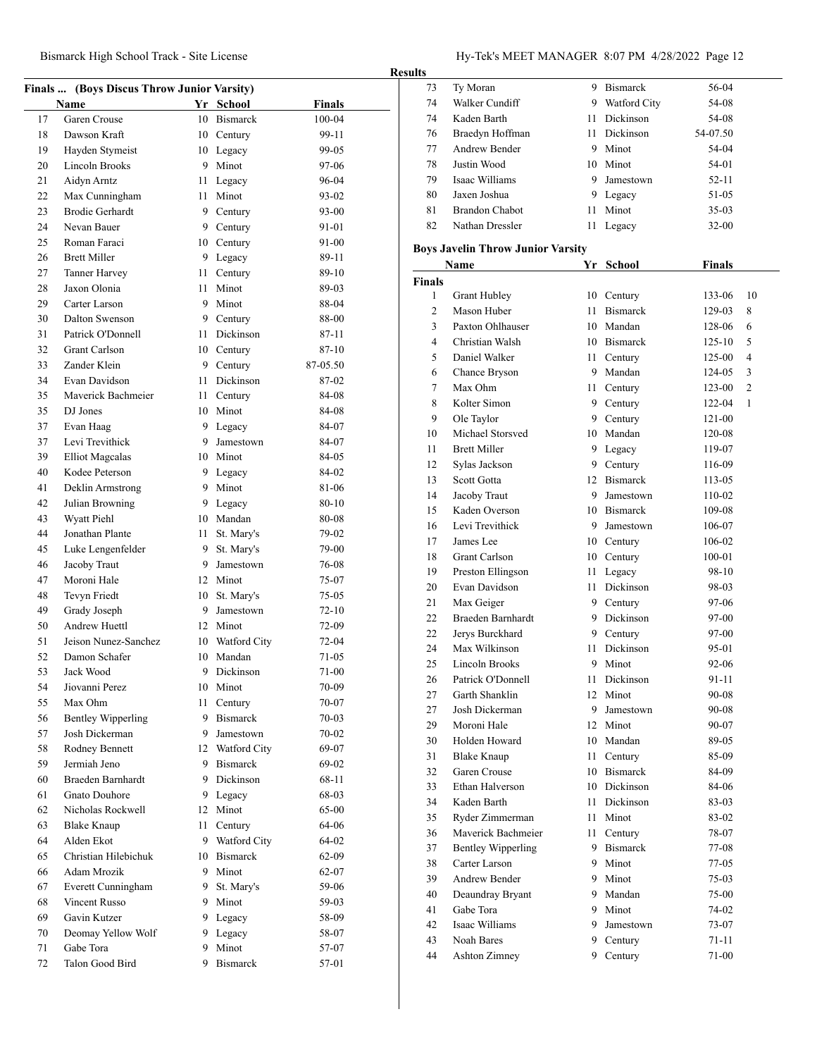## Results

### Finals ... (Boys Discus Throw Junior Varsity)

| | Name | Yr | School | Finals |
|---|---|---|---|---|
| 17 | Garen Crouse | 10 | Bismarck | 100-04 |
| 18 | Dawson Kraft | 10 | Century | 99-11 |
| 19 | Hayden Stymeist | 10 | Legacy | 99-05 |
| 20 | Lincoln Brooks | 9 | Minot | 97-06 |
| 21 | Aidyn Arntz | 11 | Legacy | 96-04 |
| 22 | Max Cunningham | 11 | Minot | 93-02 |
| 23 | Brodie Gerhardt | 9 | Century | 93-00 |
| 24 | Nevan Bauer | 9 | Century | 91-01 |
| 25 | Roman Faraci | 10 | Century | 91-00 |
| 26 | Brett Miller | 9 | Legacy | 89-11 |
| 27 | Tanner Harvey | 11 | Century | 89-10 |
| 28 | Jaxon Olonia | 11 | Minot | 89-03 |
| 29 | Carter Larson | 9 | Minot | 88-04 |
| 30 | Dalton Swenson | 9 | Century | 88-00 |
| 31 | Patrick O'Donnell | 11 | Dickinson | 87-11 |
| 32 | Grant Carlson | 10 | Century | 87-10 |
| 33 | Zander Klein | 9 | Century | 87-05.50 |
| 34 | Evan Davidson | 11 | Dickinson | 87-02 |
| 35 | Maverick Bachmeier | 11 | Century | 84-08 |
| 35 | DJ Jones | 10 | Minot | 84-08 |
| 37 | Evan Haag | 9 | Legacy | 84-07 |
| 37 | Levi Trevithick | 9 | Jamestown | 84-07 |
| 39 | Elliot Magcalas | 10 | Minot | 84-05 |
| 40 | Kodee Peterson | 9 | Legacy | 84-02 |
| 41 | Deklin Armstrong | 9 | Minot | 81-06 |
| 42 | Julian Browning | 9 | Legacy | 80-10 |
| 43 | Wyatt Piehl | 10 | Mandan | 80-08 |
| 44 | Jonathan Plante | 11 | St. Mary's | 79-02 |
| 45 | Luke Lengenfelder | 9 | St. Mary's | 79-00 |
| 46 | Jacoby Traut | 9 | Jamestown | 76-08 |
| 47 | Moroni Hale | 12 | Minot | 75-07 |
| 48 | Tevyn Friedt | 10 | St. Mary's | 75-05 |
| 49 | Grady Joseph | 9 | Jamestown | 72-10 |
| 50 | Andrew Huettl | 12 | Minot | 72-09 |
| 51 | Jeison Nunez-Sanchez | 10 | Watford City | 72-04 |
| 52 | Damon Schafer | 10 | Mandan | 71-05 |
| 53 | Jack Wood | 9 | Dickinson | 71-00 |
| 54 | Jiovanni Perez | 10 | Minot | 70-09 |
| 55 | Max Ohm | 11 | Century | 70-07 |
| 56 | Bentley Wipperling | 9 | Bismarck | 70-03 |
| 57 | Josh Dickerman | 9 | Jamestown | 70-02 |
| 58 | Rodney Bennett | 12 | Watford City | 69-07 |
| 59 | Jermiah Jeno | 9 | Bismarck | 69-02 |
| 60 | Braeden Barnhardt | 9 | Dickinson | 68-11 |
| 61 | Gnato Douhore | 9 | Legacy | 68-03 |
| 62 | Nicholas Rockwell | 12 | Minot | 65-00 |
| 63 | Blake Knaup | 11 | Century | 64-06 |
| 64 | Alden Ekot | 9 | Watford City | 64-02 |
| 65 | Christian Hilebichuk | 10 | Bismarck | 62-09 |
| 66 | Adam Mrozik | 9 | Minot | 62-07 |
| 67 | Everett Cunningham | 9 | St. Mary's | 59-06 |
| 68 | Vincent Russo | 9 | Minot | 59-03 |
| 69 | Gavin Kutzer | 9 | Legacy | 58-09 |
| 70 | Deomay Yellow Wolf | 9 | Legacy | 58-07 |
| 71 | Gabe Tora | 9 | Minot | 57-07 |
| 72 | Talon Good Bird | 9 | Bismarck | 57-01 |
| 73 | Ty Moran | 9 | Bismarck | 56-04 |
| 74 | Walker Cundiff | 9 | Watford City | 54-08 |
| 74 | Kaden Barth | 11 | Dickinson | 54-08 |
| 76 | Braedyn Hoffman | 11 | Dickinson | 54-07.50 |
| 77 | Andrew Bender | 9 | Minot | 54-04 |
| 78 | Justin Wood | 10 | Minot | 54-01 |
| 79 | Isaac Williams | 9 | Jamestown | 52-11 |
| 80 | Jaxen Joshua | 9 | Legacy | 51-05 |
| 81 | Brandon Chabot | 11 | Minot | 35-03 |
| 82 | Nathan Dressler | 11 | Legacy | 32-00 |

### Boys Javelin Throw Junior Varsity

**Finals**

| | Name | Yr | School | Finals | Points |
|---|---|---|---|---|---|
| 1 | Grant Hubley | 10 | Century | 133-06 | 10 |
| 2 | Mason Huber | 11 | Bismarck | 129-03 | 8 |
| 3 | Paxton Ohlhauser | 10 | Mandan | 128-06 | 6 |
| 4 | Christian Walsh | 10 | Bismarck | 125-10 | 5 |
| 5 | Daniel Walker | 11 | Century | 125-00 | 4 |
| 6 | Chance Bryson | 9 | Mandan | 124-05 | 3 |
| 7 | Max Ohm | 11 | Century | 123-00 | 2 |
| 8 | Kolter Simon | 9 | Century | 122-04 | 1 |
| 9 | Ole Taylor | 9 | Century | 121-00 | |
| 10 | Michael Storsved | 10 | Mandan | 120-08 | |
| 11 | Brett Miller | 9 | Legacy | 119-07 | |
| 12 | Sylas Jackson | 9 | Century | 116-09 | |
| 13 | Scott Gotta | 12 | Bismarck | 113-05 | |
| 14 | Jacoby Traut | 9 | Jamestown | 110-02 | |
| 15 | Kaden Overson | 10 | Bismarck | 109-08 | |
| 16 | Levi Trevithick | 9 | Jamestown | 106-07 | |
| 17 | James Lee | 10 | Century | 106-02 | |
| 18 | Grant Carlson | 10 | Century | 100-01 | |
| 19 | Preston Ellingson | 11 | Legacy | 98-10 | |
| 20 | Evan Davidson | 11 | Dickinson | 98-03 | |
| 21 | Max Geiger | 9 | Century | 97-06 | |
| 22 | Braeden Barnhardt | 9 | Dickinson | 97-00 | |
| 22 | Jerys Burckhard | 9 | Century | 97-00 | |
| 24 | Max Wilkinson | 11 | Dickinson | 95-01 | |
| 25 | Lincoln Brooks | 9 | Minot | 92-06 | |
| 26 | Patrick O'Donnell | 11 | Dickinson | 91-11 | |
| 27 | Garth Shanklin | 12 | Minot | 90-08 | |
| 27 | Josh Dickerman | 9 | Jamestown | 90-08 | |
| 29 | Moroni Hale | 12 | Minot | 90-07 | |
| 30 | Holden Howard | 10 | Mandan | 89-05 | |
| 31 | Blake Knaup | 11 | Century | 85-09 | |
| 32 | Garen Crouse | 10 | Bismarck | 84-09 | |
| 33 | Ethan Halverson | 10 | Dickinson | 84-06 | |
| 34 | Kaden Barth | 11 | Dickinson | 83-03 | |
| 35 | Ryder Zimmerman | 11 | Minot | 83-02 | |
| 36 | Maverick Bachmeier | 11 | Century | 78-07 | |
| 37 | Bentley Wipperling | 9 | Bismarck | 77-08 | |
| 38 | Carter Larson | 9 | Minot | 77-05 | |
| 39 | Andrew Bender | 9 | Minot | 75-03 | |
| 40 | Deaundray Bryant | 9 | Mandan | 75-00 | |
| 41 | Gabe Tora | 9 | Minot | 74-02 | |
| 42 | Isaac Williams | 9 | Jamestown | 73-07 | |
| 43 | Noah Bares | 9 | Century | 71-11 | |
| 44 | Ashton Zimney | 9 | Century | 71-00 | |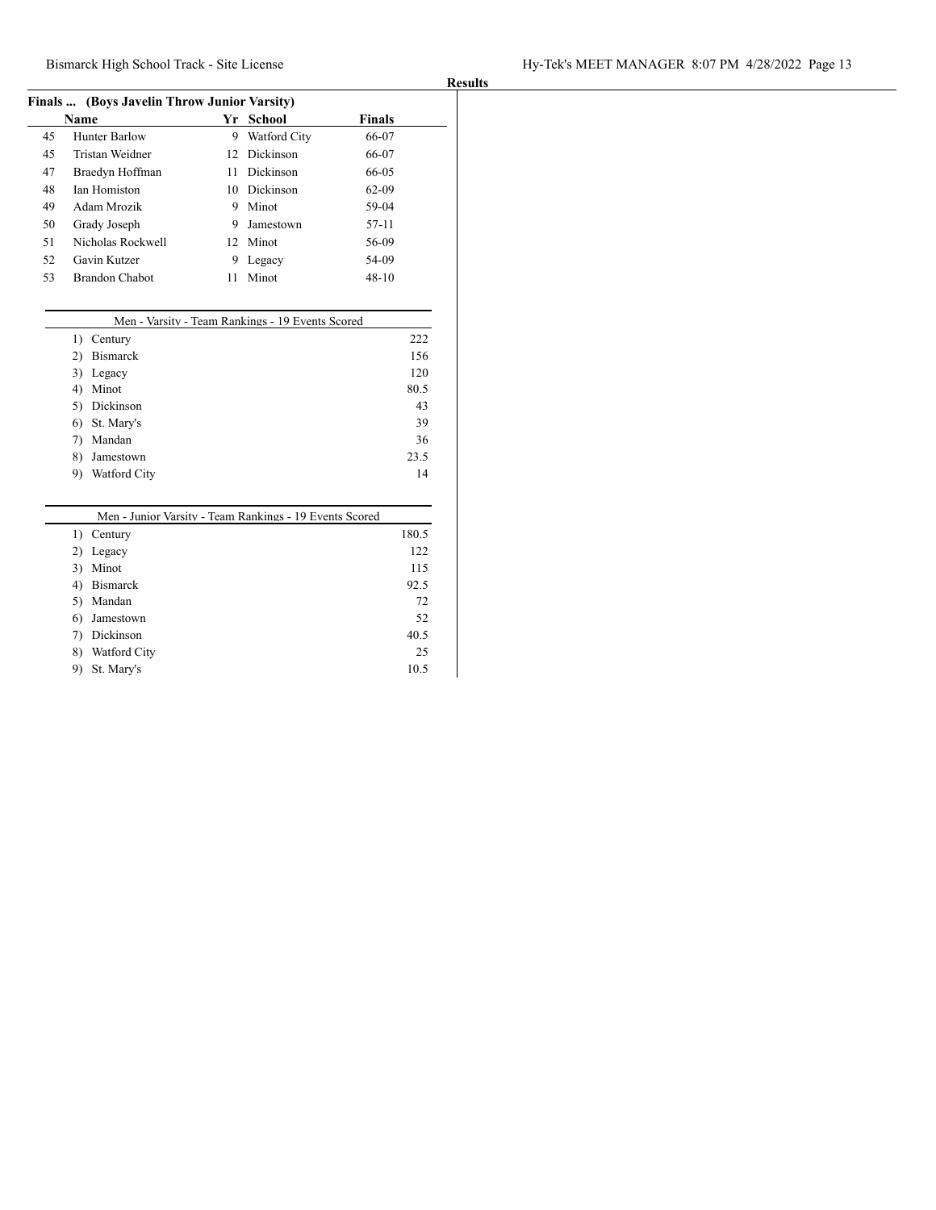## Results

### Finals ... (Boys Javelin Throw Junior Varsity)

| | Name | Yr | School | Finals |
|---|---|---|---|---|
| 45 | Hunter Barlow | 9 | Watford City | 66-07 |
| 45 | Tristan Weidner | 12 | Dickinson | 66-07 |
| 47 | Braedyn Hoffman | 11 | Dickinson | 66-05 |
| 48 | Ian Homiston | 10 | Dickinson | 62-09 |
| 49 | Adam Mrozik | 9 | Minot | 59-04 |
| 50 | Grady Joseph | 9 | Jamestown | 57-11 |
| 51 | Nicholas Rockwell | 12 | Minot | 56-09 |
| 52 | Gavin Kutzer | 9 | Legacy | 54-09 |
| 53 | Brandon Chabot | 11 | Minot | 48-10 |

### Men - Varsity - Team Rankings - 19 Events Scored

| | | |
|---|---|---|
| 1) | Century | 222 |
| 2) | Bismarck | 156 |
| 3) | Legacy | 120 |
| 4) | Minot | 80.5 |
| 5) | Dickinson | 43 |
| 6) | St. Mary's | 39 |
| 7) | Mandan | 36 |
| 8) | Jamestown | 23.5 |
| 9) | Watford City | 14 |

### Men - Junior Varsity - Team Rankings - 19 Events Scored

| | | |
|---|---|---|
| 1) | Century | 180.5 |
| 2) | Legacy | 122 |
| 3) | Minot | 115 |
| 4) | Bismarck | 92.5 |
| 5) | Mandan | 72 |
| 6) | Jamestown | 52 |
| 7) | Dickinson | 40.5 |
| 8) | Watford City | 25 |
| 9) | St. Mary's | 10.5 |